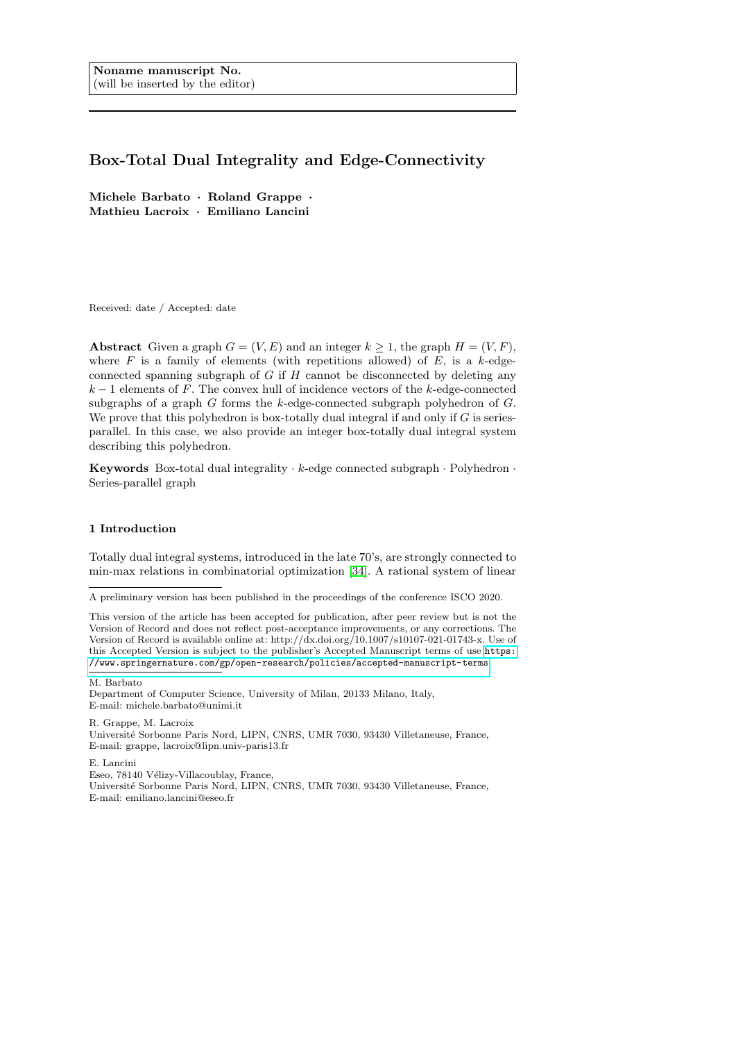Noname manuscript No.
(will be inserted by the editor)

# Box-Total Dual Integrality and Edge-Connectivity

**Michele Barbato · Roland Grappe · Mathieu Lacroix · Emiliano Lancini**

Received: date / Accepted: date

**Abstract** Given a graph $G = (V, E)$ and an integer $k \geq 1$, the graph $H = (V, F)$, where $F$ is a family of elements (with repetitions allowed) of $E$, is a $k$-edge-connected spanning subgraph of $G$ if $H$ cannot be disconnected by deleting any $k-1$ elements of $F$. The convex hull of incidence vectors of the $k$-edge-connected subgraphs of a graph $G$ forms the $k$-edge-connected subgraph polyhedron of $G$. We prove that this polyhedron is box-totally dual integral if and only if $G$ is series-parallel. In this case, we also provide an integer box-totally dual integral system describing this polyhedron.

**Keywords** Box-total dual integrality · $k$-edge connected subgraph · Polyhedron · Series-parallel graph

## 1 Introduction

Totally dual integral systems, introduced in the late 70's, are strongly connected to min-max relations in combinatorial optimization [34]. A rational system of linear

---

A preliminary version has been published in the proceedings of the conference ISCO 2020.

This version of the article has been accepted for publication, after peer review but is not the Version of Record and does not reflect post-acceptance improvements, or any corrections. The Version of Record is available online at: http://dx.doi.org/10.1007/s10107-021-01743-x. Use of this Accepted Version is subject to the publisher's Accepted Manuscript terms of use https://www.springernature.com/gp/open-research/policies/accepted-manuscript-terms

M. Barbato
Department of Computer Science, University of Milan, 20133 Milano, Italy,
E-mail: michele.barbato@unimi.it

R. Grappe, M. Lacroix
Université Sorbonne Paris Nord, LIPN, CNRS, UMR 7030, 93430 Villetaneuse, France,
E-mail: grappe, lacroix@lipn.univ-paris13.fr

E. Lancini
Eseo, 78140 Vélizy-Villacoublay, France,
Université Sorbonne Paris Nord, LIPN, CNRS, UMR 7030, 93430 Villetaneuse, France,
E-mail: emiliano.lancini@eseo.fr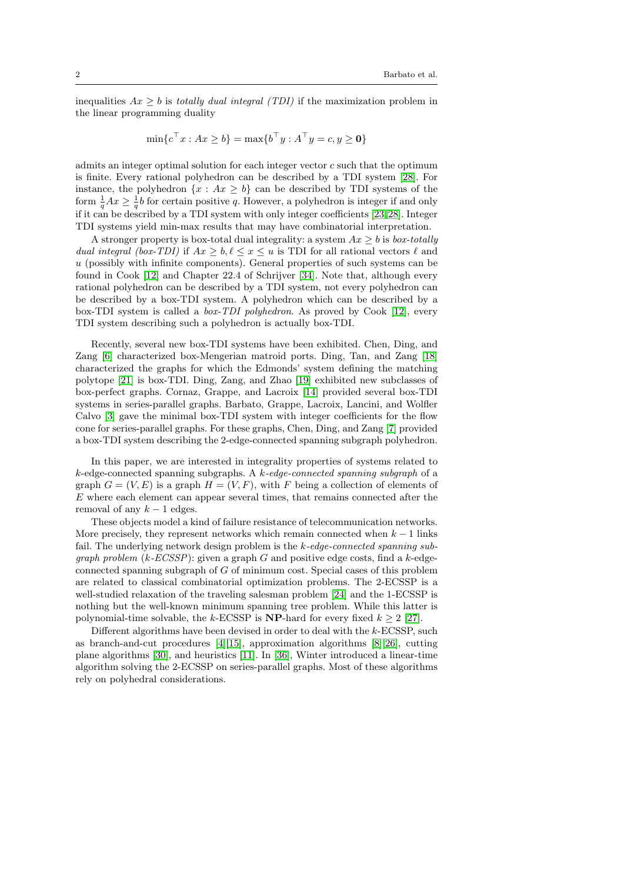inequalities $Ax \geq b$ is *totally dual integral (TDI)* if the maximization problem in the linear programming duality

$$\min\{c^\top x : Ax \geq b\} = \max\{b^\top y : A^\top y = c, y \geq \mathbf{0}\}$$

admits an integer optimal solution for each integer vector $c$ such that the optimum is finite. Every rational polyhedron can be described by a TDI system [28]. For instance, the polyhedron $\{x : Ax \geq b\}$ can be described by TDI systems of the form $\frac{1}{q}Ax \geq \frac{1}{q}b$ for certain positive $q$. However, a polyhedron is integer if and only if it can be described by a TDI system with only integer coefficients [23,28]. Integer TDI systems yield min-max results that may have combinatorial interpretation.

A stronger property is box-total dual integrality: a system $Ax \geq b$ is *box-totally dual integral (box-TDI)* if $Ax \geq b, \ell \leq x \leq u$ is TDI for all rational vectors $\ell$ and $u$ (possibly with infinite components). General properties of such systems can be found in Cook [12] and Chapter 22.4 of Schrijver [34]. Note that, although every rational polyhedron can be described by a TDI system, not every polyhedron can be described by a box-TDI system. A polyhedron which can be described by a box-TDI system is called a *box-TDI polyhedron*. As proved by Cook [12], every TDI system describing such a polyhedron is actually box-TDI.

Recently, several new box-TDI systems have been exhibited. Chen, Ding, and Zang [6] characterized box-Mengerian matroid ports. Ding, Tan, and Zang [18] characterized the graphs for which the Edmonds' system defining the matching polytope [21] is box-TDI. Ding, Zang, and Zhao [19] exhibited new subclasses of box-perfect graphs. Cornaz, Grappe, and Lacroix [14] provided several box-TDI systems in series-parallel graphs. Barbato, Grappe, Lacroix, Lancini, and Wolfler Calvo [3] gave the minimal box-TDI system with integer coefficients for the flow cone for series-parallel graphs. For these graphs, Chen, Ding, and Zang [7] provided a box-TDI system describing the 2-edge-connected spanning subgraph polyhedron.

In this paper, we are interested in integrality properties of systems related to $k$-edge-connected spanning subgraphs. A *$k$-edge-connected spanning subgraph* of a graph $G = (V, E)$ is a graph $H = (V, F)$, with $F$ being a collection of elements of $E$ where each element can appear several times, that remains connected after the removal of any $k - 1$ edges.

These objects model a kind of failure resistance of telecommunication networks. More precisely, they represent networks which remain connected when $k - 1$ links fail. The underlying network design problem is the *$k$-edge-connected spanning subgraph problem ($k$-ECSSP)*: given a graph $G$ and positive edge costs, find a $k$-edge-connected spanning subgraph of $G$ of minimum cost. Special cases of this problem are related to classical combinatorial optimization problems. The 2-ECSSP is a well-studied relaxation of the traveling salesman problem [24] and the 1-ECSSP is nothing but the well-known minimum spanning tree problem. While this latter is polynomial-time solvable, the $k$-ECSSP is **NP**-hard for every fixed $k \geq 2$ [27].

Different algorithms have been devised in order to deal with the $k$-ECSSP, such as branch-and-cut procedures [4,15], approximation algorithms [8,26], cutting plane algorithms [30], and heuristics [11]. In [36], Winter introduced a linear-time algorithm solving the 2-ECSSP on series-parallel graphs. Most of these algorithms rely on polyhedral considerations.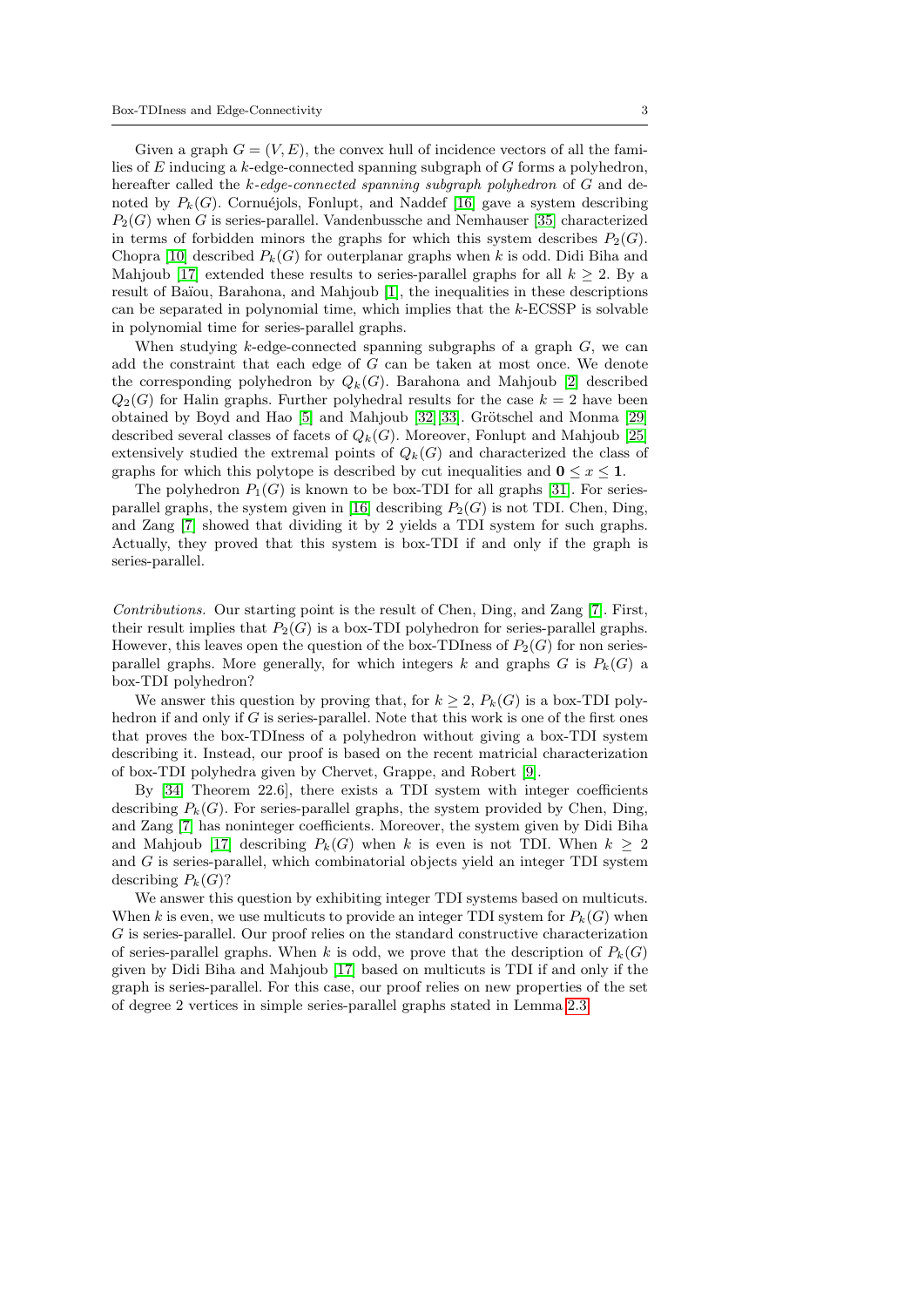Given a graph $G = (V, E)$, the convex hull of incidence vectors of all the families of $E$ inducing a $k$-edge-connected spanning subgraph of $G$ forms a polyhedron, hereafter called the *$k$-edge-connected spanning subgraph polyhedron* of $G$ and denoted by $P_k(G)$. Cornuéjols, Fonlupt, and Naddef [16] gave a system describing $P_2(G)$ when $G$ is series-parallel. Vandenbussche and Nemhauser [35] characterized in terms of forbidden minors the graphs for which this system describes $P_2(G)$. Chopra [10] described $P_k(G)$ for outerplanar graphs when $k$ is odd. Didi Biha and Mahjoub [17] extended these results to series-parallel graphs for all $k \geq 2$. By a result of Baïou, Barahona, and Mahjoub [1], the inequalities in these descriptions can be separated in polynomial time, which implies that the $k$-ECSSP is solvable in polynomial time for series-parallel graphs.

When studying $k$-edge-connected spanning subgraphs of a graph $G$, we can add the constraint that each edge of $G$ can be taken at most once. We denote the corresponding polyhedron by $Q_k(G)$. Barahona and Mahjoub [2] described $Q_2(G)$ for Halin graphs. Further polyhedral results for the case $k = 2$ have been obtained by Boyd and Hao [5] and Mahjoub [32][33]. Grötschel and Monma [29] described several classes of facets of $Q_k(G)$. Moreover, Fonlupt and Mahjoub [25] extensively studied the extremal points of $Q_k(G)$ and characterized the class of graphs for which this polytope is described by cut inequalities and $\mathbf{0} \leq x \leq \mathbf{1}$.

The polyhedron $P_1(G)$ is known to be box-TDI for all graphs [31]. For series-parallel graphs, the system given in [16] describing $P_2(G)$ is not TDI. Chen, Ding, and Zang [7] showed that dividing it by 2 yields a TDI system for such graphs. Actually, they proved that this system is box-TDI if and only if the graph is series-parallel.

*Contributions.* Our starting point is the result of Chen, Ding, and Zang [7]. First, their result implies that $P_2(G)$ is a box-TDI polyhedron for series-parallel graphs. However, this leaves open the question of the box-TDIness of $P_2(G)$ for non series-parallel graphs. More generally, for which integers $k$ and graphs $G$ is $P_k(G)$ a box-TDI polyhedron?

We answer this question by proving that, for $k \geq 2$, $P_k(G)$ is a box-TDI polyhedron if and only if $G$ is series-parallel. Note that this work is one of the first ones that proves the box-TDIness of a polyhedron without giving a box-TDI system describing it. Instead, our proof is based on the recent matricial characterization of box-TDI polyhedra given by Chervet, Grappe, and Robert [9].

By [34, Theorem 22.6], there exists a TDI system with integer coefficients describing $P_k(G)$. For series-parallel graphs, the system provided by Chen, Ding, and Zang [7] has noninteger coefficients. Moreover, the system given by Didi Biha and Mahjoub [17] describing $P_k(G)$ when $k$ is even is not TDI. When $k \geq 2$ and $G$ is series-parallel, which combinatorial objects yield an integer TDI system describing $P_k(G)$?

We answer this question by exhibiting integer TDI systems based on multicuts. When $k$ is even, we use multicuts to provide an integer TDI system for $P_k(G)$ when $G$ is series-parallel. Our proof relies on the standard constructive characterization of series-parallel graphs. When $k$ is odd, we prove that the description of $P_k(G)$ given by Didi Biha and Mahjoub [17] based on multicuts is TDI if and only if the graph is series-parallel. For this case, our proof relies on new properties of the set of degree 2 vertices in simple series-parallel graphs stated in Lemma 2.3.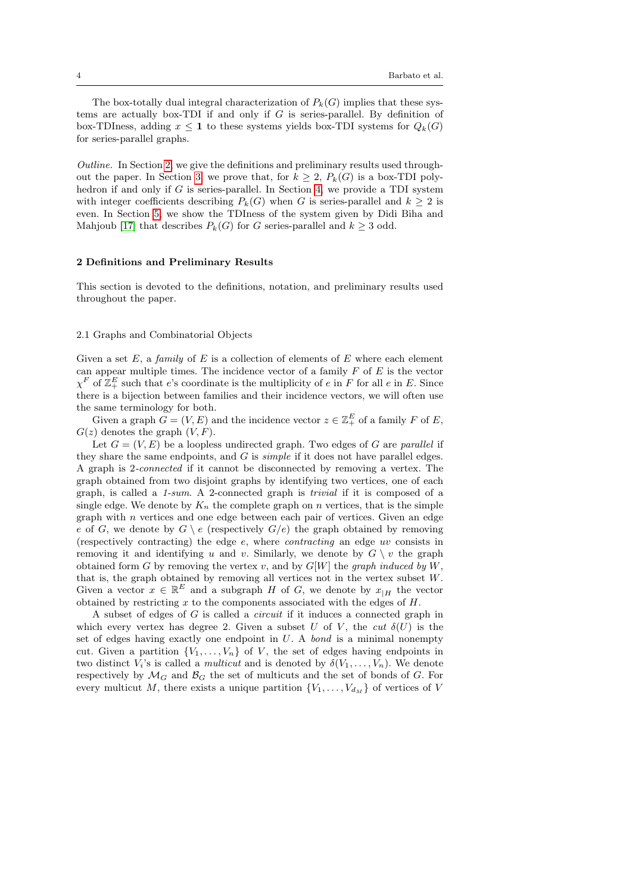The box-totally dual integral characterization of $P_k(G)$ implies that these systems are actually box-TDI if and only if $G$ is series-parallel. By definition of box-TDIness, adding $x \leq \mathbf{1}$ to these systems yields box-TDI systems for $Q_k(G)$ for series-parallel graphs.

*Outline.* In Section 2, we give the definitions and preliminary results used throughout the paper. In Section 3, we prove that, for $k \geq 2$, $P_k(G)$ is a box-TDI polyhedron if and only if $G$ is series-parallel. In Section 4, we provide a TDI system with integer coefficients describing $P_k(G)$ when $G$ is series-parallel and $k \geq 2$ is even. In Section 5, we show the TDIness of the system given by Didi Biha and Mahjoub [17] that describes $P_k(G)$ for $G$ series-parallel and $k \geq 3$ odd.

## 2 Definitions and Preliminary Results

This section is devoted to the definitions, notation, and preliminary results used throughout the paper.

### 2.1 Graphs and Combinatorial Objects

Given a set $E$, a *family* of $E$ is a collection of elements of $E$ where each element can appear multiple times. The incidence vector of a family $F$ of $E$ is the vector $\chi^F$ of $\mathbb{Z}_+^E$ such that $e$'s coordinate is the multiplicity of $e$ in $F$ for all $e$ in $E$. Since there is a bijection between families and their incidence vectors, we will often use the same terminology for both.

Given a graph $G = (V, E)$ and the incidence vector $z \in \mathbb{Z}_+^E$ of a family $F$ of $E$, $G(z)$ denotes the graph $(V, F)$.

Let $G = (V, E)$ be a loopless undirected graph. Two edges of $G$ are *parallel* if they share the same endpoints, and $G$ is *simple* if it does not have parallel edges. A graph is 2-*connected* if it cannot be disconnected by removing a vertex. The graph obtained from two disjoint graphs by identifying two vertices, one of each graph, is called a *1-sum*. A 2-connected graph is *trivial* if it is composed of a single edge. We denote by $K_n$ the complete graph on $n$ vertices, that is the simple graph with $n$ vertices and one edge between each pair of vertices. Given an edge $e$ of $G$, we denote by $G \setminus e$ (respectively $G/e$) the graph obtained by removing (respectively contracting) the edge $e$, where *contracting* an edge $uv$ consists in removing it and identifying $u$ and $v$. Similarly, we denote by $G \setminus v$ the graph obtained form $G$ by removing the vertex $v$, and by $G[W]$ the *graph induced by* $W$, that is, the graph obtained by removing all vertices not in the vertex subset $W$. Given a vector $x \in \mathbb{R}^E$ and a subgraph $H$ of $G$, we denote by $x_{|H}$ the vector obtained by restricting $x$ to the components associated with the edges of $H$.

A subset of edges of $G$ is called a *circuit* if it induces a connected graph in which every vertex has degree 2. Given a subset $U$ of $V$, the *cut* $\delta(U)$ is the set of edges having exactly one endpoint in $U$. A *bond* is a minimal nonempty cut. Given a partition $\{V_1, \dots, V_n\}$ of $V$, the set of edges having endpoints in two distinct $V_i$'s is called a *multicut* and is denoted by $\delta(V_1, \dots, V_n)$. We denote respectively by $\mathcal{M}_G$ and $\mathcal{B}_G$ the set of multicuts and the set of bonds of $G$. For every multicut $M$, there exists a unique partition $\{V_1, \dots, V_{d_M}\}$ of vertices of $V$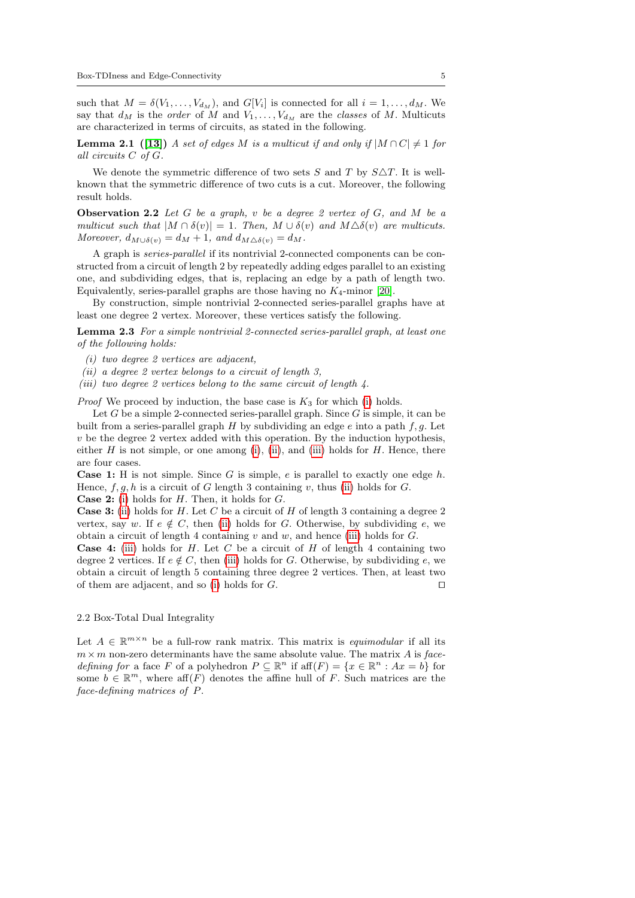such that $M = \delta(V_1, \ldots, V_{d_M})$, and $G[V_i]$ is connected for all $i = 1, \ldots, d_M$. We say that $d_M$ is the *order* of $M$ and $V_1, \ldots, V_{d_M}$ are the *classes* of $M$. Multicuts are characterized in terms of circuits, as stated in the following.

**Lemma 2.1 ([13])** *A set of edges $M$ is a multicut if and only if $|M \cap C| \neq 1$ for all circuits $C$ of $G$.*

We denote the symmetric difference of two sets $S$ and $T$ by $S \triangle T$. It is well-known that the symmetric difference of two cuts is a cut. Moreover, the following result holds.

**Observation 2.2** *Let $G$ be a graph, $v$ be a degree 2 vertex of $G$, and $M$ be a multicut such that $|M \cap \delta(v)| = 1$. Then, $M \cup \delta(v)$ and $M \triangle \delta(v)$ are multicuts. Moreover, $d_{M \cup \delta(v)} = d_M + 1$, and $d_{M \triangle \delta(v)} = d_M$.*

A graph is *series-parallel* if its nontrivial 2-connected components can be constructed from a circuit of length 2 by repeatedly adding edges parallel to an existing one, and subdividing edges, that is, replacing an edge by a path of length two. Equivalently, series-parallel graphs are those having no $K_4$-minor [20].

By construction, simple nontrivial 2-connected series-parallel graphs have at least one degree 2 vertex. Moreover, these vertices satisfy the following.

**Lemma 2.3** *For a simple nontrivial 2-connected series-parallel graph, at least one of the following holds:*

*(i) two degree 2 vertices are adjacent,*
*(ii) a degree 2 vertex belongs to a circuit of length 3,*
*(iii) two degree 2 vertices belong to the same circuit of length 4.*

*Proof* We proceed by induction, the base case is $K_3$ for which (i) holds.

Let $G$ be a simple 2-connected series-parallel graph. Since $G$ is simple, it can be built from a series-parallel graph $H$ by subdividing an edge $e$ into a path $f, g$. Let $v$ be the degree 2 vertex added with this operation. By the induction hypothesis, either $H$ is not simple, or one among (i), (ii), and (iii) holds for $H$. Hence, there are four cases.

**Case 1:** H is not simple. Since $G$ is simple, $e$ is parallel to exactly one edge $h$. Hence, $f, g, h$ is a circuit of $G$ length 3 containing $v$, thus (ii) holds for $G$.

**Case 2:** (i) holds for $H$. Then, it holds for $G$.

**Case 3:** (ii) holds for $H$. Let $C$ be a circuit of $H$ of length 3 containing a degree 2 vertex, say $w$. If $e \notin C$, then (ii) holds for $G$. Otherwise, by subdividing $e$, we obtain a circuit of length 4 containing $v$ and $w$, and hence (iii) holds for $G$.

**Case 4:** (iii) holds for $H$. Let $C$ be a circuit of $H$ of length 4 containing two degree 2 vertices. If $e \notin C$, then (iii) holds for $G$. Otherwise, by subdividing $e$, we obtain a circuit of length 5 containing three degree 2 vertices. Then, at least two of them are adjacent, and so (i) holds for $G$. □

### 2.2 Box-Total Dual Integrality

Let $A \in \mathbb{R}^{m \times n}$ be a full-row rank matrix. This matrix is *equimodular* if all its $m \times m$ non-zero determinants have the same absolute value. The matrix $A$ is *face-defining for* a face $F$ of a polyhedron $P \subseteq \mathbb{R}^n$ if $\text{aff}(F) = \{x \in \mathbb{R}^n : Ax = b\}$ for some $b \in \mathbb{R}^m$, where $\text{aff}(F)$ denotes the affine hull of $F$. Such matrices are the *face-defining matrices of* $P$.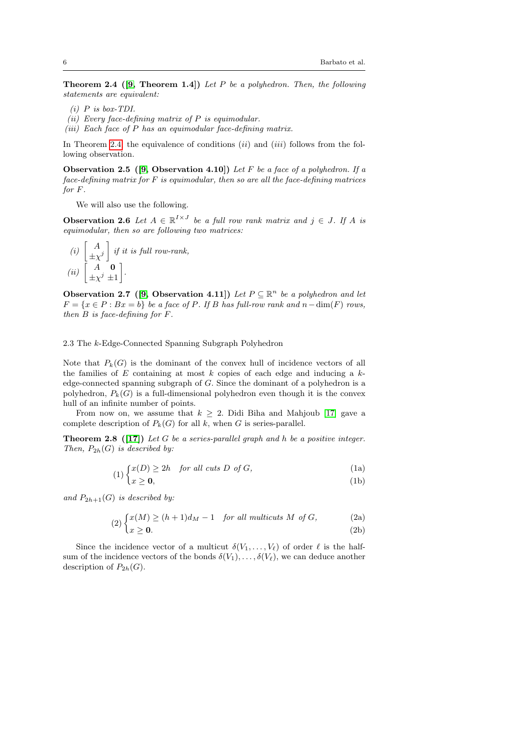**Theorem 2.4 ([9, Theorem 1.4])** *Let $P$ be a polyhedron. Then, the following statements are equivalent:*

*(i) $P$ is box-TDI.*
*(ii) Every face-defining matrix of $P$ is equimodular.*
*(iii) Each face of $P$ has an equimodular face-defining matrix.*

In Theorem 2.4, the equivalence of conditions $(ii)$ and $(iii)$ follows from the following observation.

**Observation 2.5 ([9, Observation 4.10])** *Let $F$ be a face of a polyhedron. If a face-defining matrix for $F$ is equimodular, then so are all the face-defining matrices for $F$.*

We will also use the following.

**Observation 2.6** *Let $A \in \mathbb{R}^{I \times J}$ be a full row rank matrix and $j \in J$. If $A$ is equimodular, then so are following two matrices:*

*(i)* $\begin{bmatrix} A \\ \pm\chi^j \end{bmatrix}$ *if it is full row-rank,*

*(ii)* $\begin{bmatrix} A & \mathbf{0} \\ \pm\chi^j & \pm 1 \end{bmatrix}$.

**Observation 2.7 ([9, Observation 4.11])** *Let $P \subseteq \mathbb{R}^n$ be a polyhedron and let $F = \{x \in P : Bx = b\}$ be a face of $P$. If $B$ has full-row rank and $n - \dim(F)$ rows, then $B$ is face-defining for $F$.*

### 2.3 The $k$-Edge-Connected Spanning Subgraph Polyhedron

Note that $P_k(G)$ is the dominant of the convex hull of incidence vectors of all the families of $E$ containing at most $k$ copies of each edge and inducing a $k$-edge-connected spanning subgraph of $G$. Since the dominant of a polyhedron is a polyhedron, $P_k(G)$ is a full-dimensional polyhedron even though it is the convex hull of an infinite number of points.

From now on, we assume that $k \geq 2$. Didi Biha and Mahjoub [17] gave a complete description of $P_k(G)$ for all $k$, when $G$ is series-parallel.

**Theorem 2.8 ([17])** *Let $G$ be a series-parallel graph and $h$ be a positive integer. Then, $P_{2h}(G)$ is described by:*

$$(1) \begin{cases} x(D) \geq 2h & \text{for all cuts } D \text{ of } G, & (1a) \\ x \geq \mathbf{0}, & & (1b) \end{cases}$$

*and $P_{2h+1}(G)$ is described by:*

$$(2) \begin{cases} x(M) \geq (h+1)d_M - 1 & \text{for all multicuts } M \text{ of } G, & (2a) \\ x \geq \mathbf{0}. & & (2b) \end{cases}$$

Since the incidence vector of a multicut $\delta(V_1, \ldots, V_\ell)$ of order $\ell$ is the half-sum of the incidence vectors of the bonds $\delta(V_1), \ldots, \delta(V_\ell)$, we can deduce another description of $P_{2h}(G)$.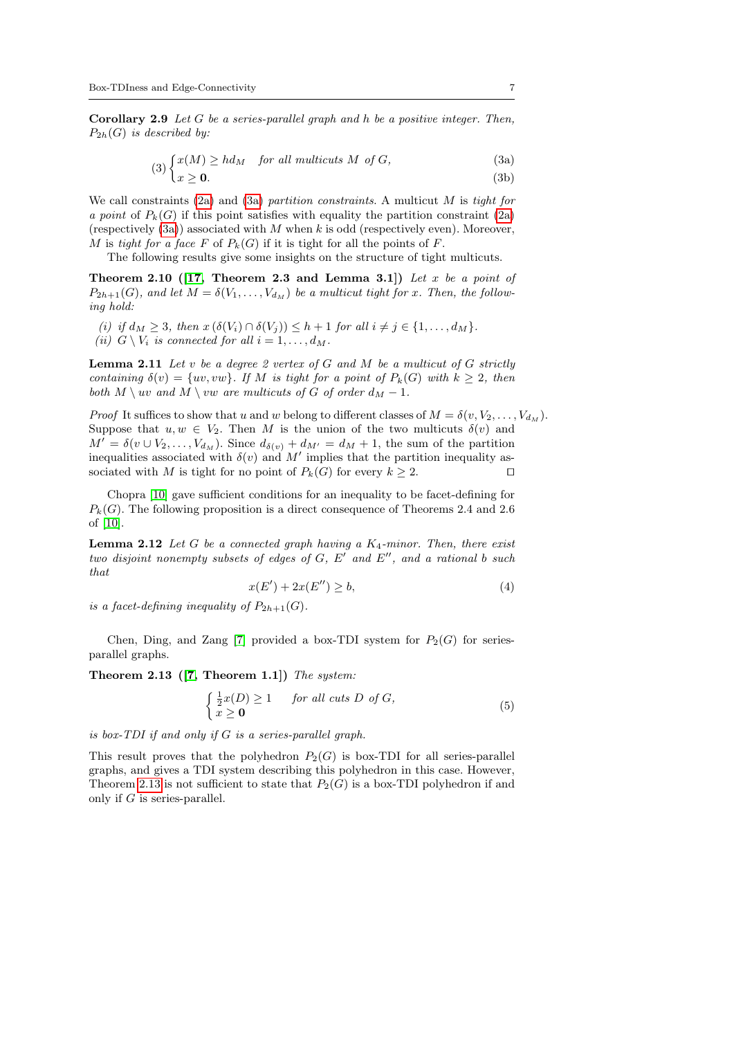**Corollary 2.9** *Let $G$ be a series-parallel graph and $h$ be a positive integer. Then, $P_{2h}(G)$ is described by:*

$$(3) \begin{cases} x(M) \geq hd_M & \text{for all multicuts } M \text{ of } G, \qquad (3a) \\ x \geq \mathbf{0}. & \qquad (3b) \end{cases}$$

We call constraints (2a) and (3a) *partition constraints*. A multicut $M$ is *tight for a point* of $P_k(G)$ if this point satisfies with equality the partition constraint (2a) (respectively (3a)) associated with $M$ when $k$ is odd (respectively even). Moreover, $M$ is *tight for a face* $F$ of $P_k(G)$ if it is tight for all the points of $F$.

The following results give some insights on the structure of tight multicuts.

**Theorem 2.10 ([17, Theorem 2.3 and Lemma 3.1])** *Let $x$ be a point of $P_{2h+1}(G)$, and let $M = \delta(V_1, \ldots, V_{d_M})$ be a multicut tight for $x$. Then, the following hold:*

*(i) if $d_M \geq 3$, then $x(\delta(V_i) \cap \delta(V_j)) \leq h+1$ for all $i \neq j \in \{1, \ldots, d_M\}$.*
*(ii) $G \setminus V_i$ is connected for all $i = 1, \ldots, d_M$.*

**Lemma 2.11** *Let $v$ be a degree 2 vertex of $G$ and $M$ be a multicut of $G$ strictly containing $\delta(v) = \{uv, vw\}$. If $M$ is tight for a point of $P_k(G)$ with $k \geq 2$, then both $M \setminus uv$ and $M \setminus vw$ are multicuts of $G$ of order $d_M - 1$.*

*Proof* It suffices to show that $u$ and $w$ belong to different classes of $M = \delta(v, V_2, \ldots, V_{d_M})$. Suppose that $u, w \in V_2$. Then $M$ is the union of the two multicuts $\delta(v)$ and $M' = \delta(v \cup V_2, \ldots, V_{d_M})$. Since $d_{\delta(v)} + d_{M'} = d_M + 1$, the sum of the partition inequalities associated with $\delta(v)$ and $M'$ implies that the partition inequality associated with $M$ is tight for no point of $P_k(G)$ for every $k \geq 2$. $\square$

Chopra [10] gave sufficient conditions for an inequality to be facet-defining for $P_k(G)$. The following proposition is a direct consequence of Theorems 2.4 and 2.6 of [10].

**Lemma 2.12** *Let $G$ be a connected graph having a $K_4$-minor. Then, there exist two disjoint nonempty subsets of edges of $G$, $E'$ and $E''$, and a rational $b$ such that*

$$x(E') + 2x(E'') \geq b, \qquad (4)$$

*is a facet-defining inequality of $P_{2h+1}(G)$.*

Chen, Ding, and Zang [7] provided a box-TDI system for $P_2(G)$ for series-parallel graphs.

**Theorem 2.13 ([7, Theorem 1.1])** *The system:*

$$\begin{cases} \frac{1}{2}x(D) \geq 1 & \text{for all cuts } D \text{ of } G, \\ x \geq \mathbf{0} \end{cases} \qquad (5)$$

*is box-TDI if and only if $G$ is a series-parallel graph.*

This result proves that the polyhedron $P_2(G)$ is box-TDI for all series-parallel graphs, and gives a TDI system describing this polyhedron in this case. However, Theorem 2.13 is not sufficient to state that $P_2(G)$ is a box-TDI polyhedron if and only if $G$ is series-parallel.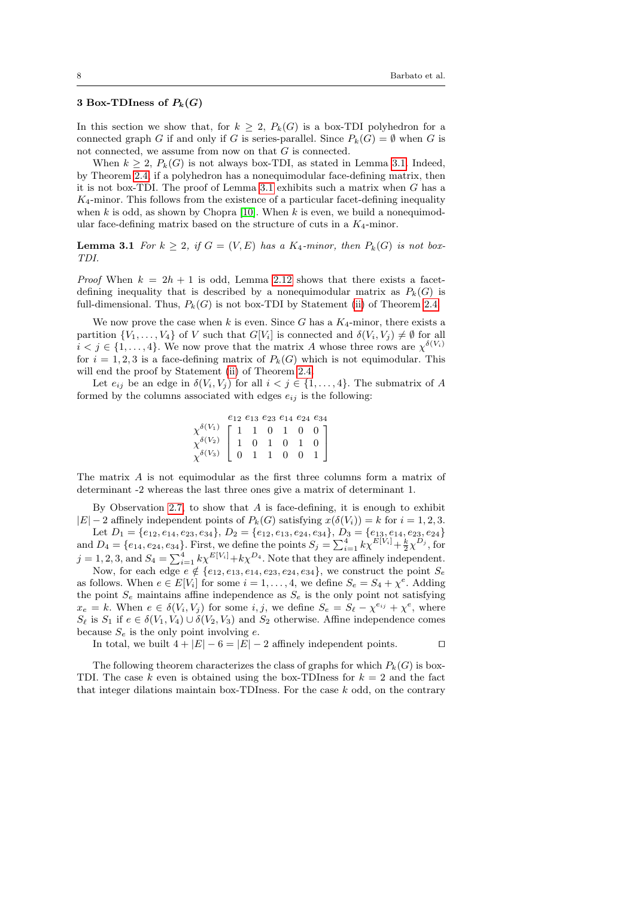## 3 Box-TDIness of $P_k(G)$

In this section we show that, for $k \geq 2$, $P_k(G)$ is a box-TDI polyhedron for a connected graph $G$ if and only if $G$ is series-parallel. Since $P_k(G) = \emptyset$ when $G$ is not connected, we assume from now on that $G$ is connected.

When $k \geq 2$, $P_k(G)$ is not always box-TDI, as stated in Lemma 3.1. Indeed, by Theorem 2.4, if a polyhedron has a nonequimodular face-defining matrix, then it is not box-TDI. The proof of Lemma 3.1 exhibits such a matrix when $G$ has a $K_4$-minor. This follows from the existence of a particular facet-defining inequality when $k$ is odd, as shown by Chopra [10]. When $k$ is even, we build a nonequimodular face-defining matrix based on the structure of cuts in a $K_4$-minor.

**Lemma 3.1** *For $k \geq 2$, if $G = (V, E)$ has a $K_4$-minor, then $P_k(G)$ is not box-TDI.*

*Proof* When $k = 2h + 1$ is odd, Lemma 2.12 shows that there exists a facet-defining inequality that is described by a nonequimodular matrix as $P_k(G)$ is full-dimensional. Thus, $P_k(G)$ is not box-TDI by Statement (ii) of Theorem 2.4.

We now prove the case when $k$ is even. Since $G$ has a $K_4$-minor, there exists a partition $\{V_1, \ldots, V_4\}$ of $V$ such that $G[V_i]$ is connected and $\delta(V_i, V_j) \neq \emptyset$ for all $i < j \in \{1, \ldots, 4\}$. We now prove that the matrix $A$ whose three rows are $\chi^{\delta(V_i)}$ for $i = 1, 2, 3$ is a face-defining matrix of $P_k(G)$ which is not equimodular. This will end the proof by Statement (ii) of Theorem 2.4.

Let $e_{ij}$ be an edge in $\delta(V_i, V_j)$ for all $i < j \in \{1, \ldots, 4\}$. The submatrix of $A$ formed by the columns associated with edges $e_{ij}$ is the following:

$$\begin{array}{c} \\ \chi^{\delta(V_1)} \\ \chi^{\delta(V_2)} \\ \chi^{\delta(V_3)} \end{array} \begin{array}{c} \begin{array}{cccccc} e_{12} & e_{13} & e_{23} & e_{14} & e_{24} & e_{34} \end{array} \\ \begin{bmatrix} 1 & 1 & 0 & 1 & 0 & 0 \\ 1 & 0 & 1 & 0 & 1 & 0 \\ 0 & 1 & 1 & 0 & 0 & 1 \end{bmatrix} \end{array}$$

The matrix $A$ is not equimodular as the first three columns form a matrix of determinant -2 whereas the last three ones give a matrix of determinant 1.

By Observation 2.7, to show that $A$ is face-defining, it is enough to exhibit $|E| - 2$ affinely independent points of $P_k(G)$ satisfying $x(\delta(V_i)) = k$ for $i = 1, 2, 3$.

Let $D_1 = \{e_{12}, e_{14}, e_{23}, e_{34}\}$, $D_2 = \{e_{12}, e_{13}, e_{24}, e_{34}\}$, $D_3 = \{e_{13}, e_{14}, e_{23}, e_{24}\}$ and $D_4 = \{e_{14}, e_{24}, e_{34}\}$. First, we define the points $S_j = \sum_{i=1}^{4} k\chi^{E[V_i]} + \frac{k}{2}\chi^{D_j}$, for $j = 1, 2, 3$, and $S_4 = \sum_{i=1}^{4} k\chi^{E[V_i]} + k\chi^{D_4}$. Note that they are affinely independent.

Now, for each edge $e \notin \{e_{12}, e_{13}, e_{14}, e_{23}, e_{24}, e_{34}\}$, we construct the point $S_e$ as follows. When $e \in E[V_i]$ for some $i = 1, \ldots, 4$, we define $S_e = S_4 + \chi^e$. Adding the point $S_e$ maintains affine independence as $S_e$ is the only point not satisfying $x_e = k$. When $e \in \delta(V_i, V_j)$ for some $i, j$, we define $S_e = S_\ell - \chi^{e_{ij}} + \chi^e$, where $S_\ell$ is $S_1$ if $e \in \delta(V_1, V_4) \cup \delta(V_2, V_3)$ and $S_2$ otherwise. Affine independence comes because $S_e$ is the only point involving $e$.

In total, we built $4 + |E| - 6 = |E| - 2$ affinely independent points. $\square$

The following theorem characterizes the class of graphs for which $P_k(G)$ is box-TDI. The case $k$ even is obtained using the box-TDIness for $k = 2$ and the fact that integer dilations maintain box-TDIness. For the case $k$ odd, on the contrary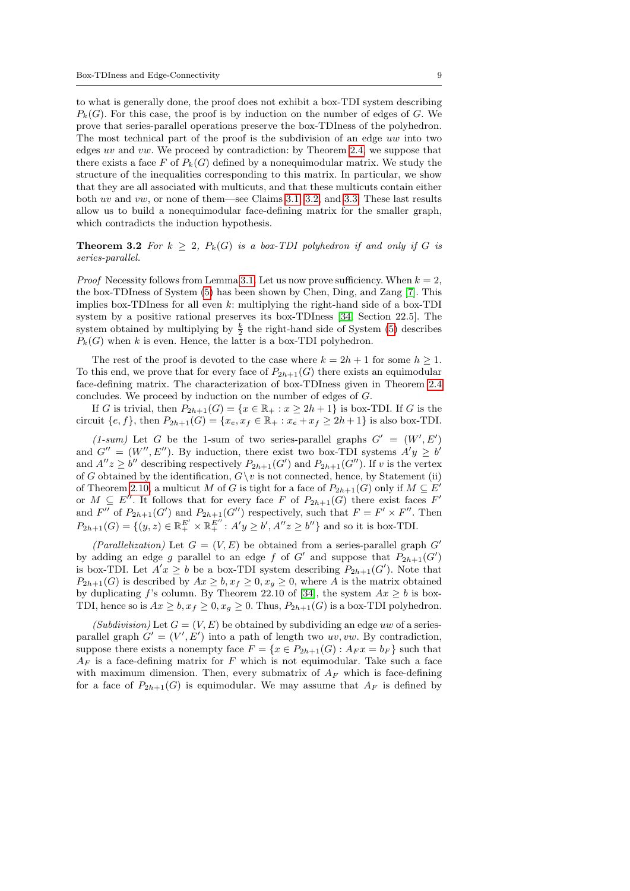to what is generally done, the proof does not exhibit a box-TDI system describing $P_k(G)$. For this case, the proof is by induction on the number of edges of $G$. We prove that series-parallel operations preserve the box-TDIness of the polyhedron. The most technical part of the proof is the subdivision of an edge $uw$ into two edges $uv$ and $vw$. We proceed by contradiction: by Theorem 2.4, we suppose that there exists a face $F$ of $P_k(G)$ defined by a nonequimodular matrix. We study the structure of the inequalities corresponding to this matrix. In particular, we show that they are all associated with multicuts, and that these multicuts contain either both $uv$ and $vw$, or none of them—see Claims 3.1, 3.2, and 3.3. These last results allow us to build a nonequimodular face-defining matrix for the smaller graph, which contradicts the induction hypothesis.

**Theorem 3.2** *For $k \geq 2$, $P_k(G)$ is a box-TDI polyhedron if and only if $G$ is series-parallel.*

*Proof* Necessity follows from Lemma 3.1. Let us now prove sufficiency. When $k = 2$, the box-TDIness of System (5) has been shown by Chen, Ding, and Zang [7]. This implies box-TDIness for all even $k$: multiplying the right-hand side of a box-TDI system by a positive rational preserves its box-TDIness [34, Section 22.5]. The system obtained by multiplying by $\frac{k}{2}$ the right-hand side of System (5) describes $P_k(G)$ when $k$ is even. Hence, the latter is a box-TDI polyhedron.

The rest of the proof is devoted to the case where $k = 2h + 1$ for some $h \geq 1$. To this end, we prove that for every face of $P_{2h+1}(G)$ there exists an equimodular face-defining matrix. The characterization of box-TDIness given in Theorem 2.4 concludes. We proceed by induction on the number of edges of $G$.

If $G$ is trivial, then $P_{2h+1}(G) = \{x \in \mathbb{R}_+ : x \geq 2h + 1\}$ is box-TDI. If $G$ is the circuit $\{e, f\}$, then $P_{2h+1}(G) = \{x_e, x_f \in \mathbb{R}_+ : x_e + x_f \geq 2h + 1\}$ is also box-TDI.

*(1-sum)* Let $G$ be the 1-sum of two series-parallel graphs $G' = (W', E')$ and $G'' = (W'', E'')$. By induction, there exist two box-TDI systems $A'y \geq b'$ and $A''z \geq b''$ describing respectively $P_{2h+1}(G')$ and $P_{2h+1}(G'')$. If $v$ is the vertex of $G$ obtained by the identification, $G \setminus v$ is not connected, hence, by Statement (ii) of Theorem 2.10, a multicut $M$ of $G$ is tight for a face of $P_{2h+1}(G)$ only if $M \subseteq E'$ or $M \subseteq E''$. It follows that for every face $F$ of $P_{2h+1}(G)$ there exist faces $F'$ and $F''$ of $P_{2h+1}(G')$ and $P_{2h+1}(G'')$ respectively, such that $F = F' \times F''$. Then $P_{2h+1}(G) = \{(y, z) \in \mathbb{R}_+^{E'} \times \mathbb{R}_+^{E''} : A'y \geq b', A''z \geq b''\}$ and so it is box-TDI.

*(Parallelization)* Let $G = (V, E)$ be obtained from a series-parallel graph $G'$ by adding an edge $g$ parallel to an edge $f$ of $G'$ and suppose that $P_{2h+1}(G')$ is box-TDI. Let $A'x \geq b$ be a box-TDI system describing $P_{2h+1}(G')$. Note that $P_{2h+1}(G)$ is described by $Ax \geq b, x_f \geq 0, x_g \geq 0$, where $A$ is the matrix obtained by duplicating $f$'s column. By Theorem 22.10 of [34], the system $Ax \geq b$ is box-TDI, hence so is $Ax \geq b, x_f \geq 0, x_g \geq 0$. Thus, $P_{2h+1}(G)$ is a box-TDI polyhedron.

*(Subdivision)* Let $G = (V, E)$ be obtained by subdividing an edge $uw$ of a series-parallel graph $G' = (V', E')$ into a path of length two $uv, vw$. By contradiction, suppose there exists a nonempty face $F = \{x \in P_{2h+1}(G) : A_F x = b_F\}$ such that $A_F$ is a face-defining matrix for $F$ which is not equimodular. Take such a face with maximum dimension. Then, every submatrix of $A_F$ which is face-defining for a face of $P_{2h+1}(G)$ is equimodular. We may assume that $A_F$ is defined by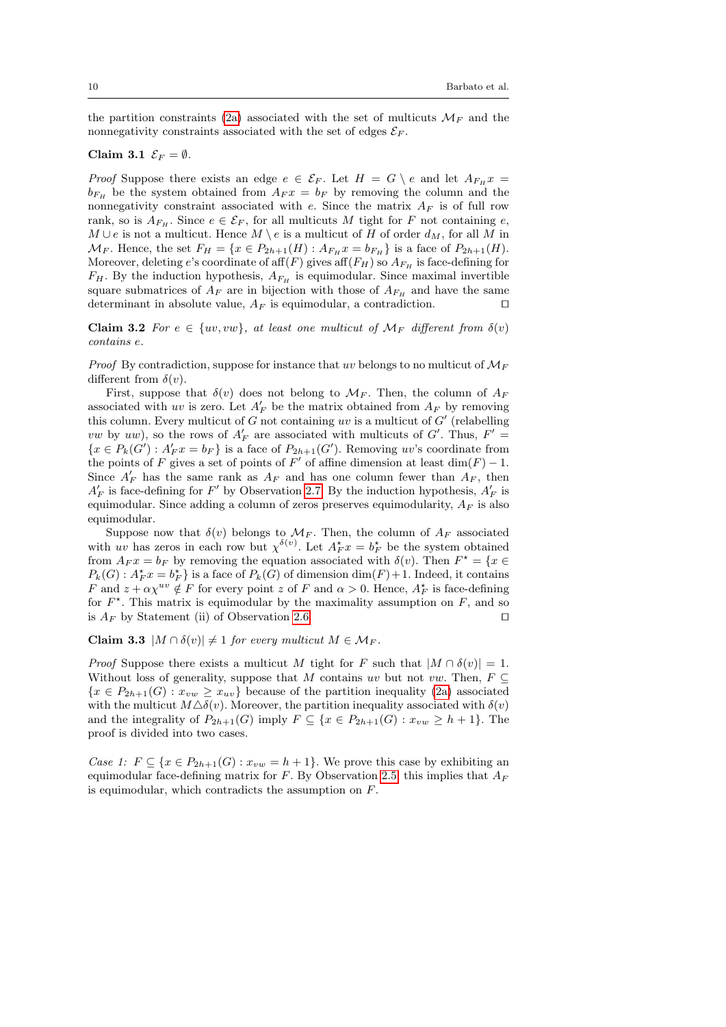the partition constraints (2a) associated with the set of multicuts $\mathcal{M}_F$ and the nonnegativity constraints associated with the set of edges $\mathcal{E}_F$.

**Claim 3.1** $\mathcal{E}_F = \emptyset$.

*Proof* Suppose there exists an edge $e \in \mathcal{E}_F$. Let $H = G \setminus e$ and let $A_{F_H} x = b_{F_H}$ be the system obtained from $A_F x = b_F$ by removing the column and the nonnegativity constraint associated with $e$. Since the matrix $A_F$ is of full row rank, so is $A_{F_H}$. Since $e \in \mathcal{E}_F$, for all multicuts $M$ tight for $F$ not containing $e$, $M \cup e$ is not a multicut. Hence $M \setminus e$ is a multicut of $H$ of order $d_M$, for all $M$ in $\mathcal{M}_F$. Hence, the set $F_H = \{x \in P_{2h+1}(H) : A_{F_H} x = b_{F_H}\}$ is a face of $P_{2h+1}(H)$. Moreover, deleting $e$'s coordinate of $\mathrm{aff}(F)$ gives $\mathrm{aff}(F_H)$ so $A_{F_H}$ is face-defining for $F_H$. By the induction hypothesis, $A_{F_H}$ is equimodular. Since maximal invertible square submatrices of $A_F$ are in bijection with those of $A_{F_H}$ and have the same determinant in absolute value, $A_F$ is equimodular, a contradiction. ◻

**Claim 3.2** *For $e \in \{uv, vw\}$, at least one multicut of $\mathcal{M}_F$ different from $\delta(v)$ contains $e$.*

*Proof* By contradiction, suppose for instance that $uv$ belongs to no multicut of $\mathcal{M}_F$ different from $\delta(v)$.

First, suppose that $\delta(v)$ does not belong to $\mathcal{M}_F$. Then, the column of $A_F$ associated with $uv$ is zero. Let $A'_F$ be the matrix obtained from $A_F$ by removing this column. Every multicut of $G$ not containing $uv$ is a multicut of $G'$ (relabelling $vw$ by $uw$), so the rows of $A'_F$ are associated with multicuts of $G'$. Thus, $F' = \{x \in P_k(G') : A'_F x = b_F\}$ is a face of $P_{2h+1}(G')$. Removing $uv$'s coordinate from the points of $F$ gives a set of points of $F'$ of affine dimension at least $\dim(F) - 1$. Since $A'_F$ has the same rank as $A_F$ and has one column fewer than $A_F$, then $A'_F$ is face-defining for $F'$ by Observation 2.7. By the induction hypothesis, $A'_F$ is equimodular. Since adding a column of zeros preserves equimodularity, $A_F$ is also equimodular.

Suppose now that $\delta(v)$ belongs to $\mathcal{M}_F$. Then, the column of $A_F$ associated with $uv$ has zeros in each row but $\chi^{\delta(v)}$. Let $A^\star_F x = b^\star_F$ be the system obtained from $A_F x = b_F$ by removing the equation associated with $\delta(v)$. Then $F^\star = \{x \in P_k(G) : A^\star_F x = b^\star_F\}$ is a face of $P_k(G)$ of dimension $\dim(F)+1$. Indeed, it contains $F$ and $z + \alpha\chi^{uv} \notin F$ for every point $z$ of $F$ and $\alpha > 0$. Hence, $A^\star_F$ is face-defining for $F^\star$. This matrix is equimodular by the maximality assumption on $F$, and so is $A_F$ by Statement (ii) of Observation 2.6. ◻

**Claim 3.3** $|M \cap \delta(v)| \neq 1$ *for every multicut $M \in \mathcal{M}_F$.*

*Proof* Suppose there exists a multicut $M$ tight for $F$ such that $|M \cap \delta(v)| = 1$. Without loss of generality, suppose that $M$ contains $uv$ but not $vw$. Then, $F \subseteq \{x \in P_{2h+1}(G) : x_{vw} \geq x_{uv}\}$ because of the partition inequality (2a) associated with the multicut $M \triangle \delta(v)$. Moreover, the partition inequality associated with $\delta(v)$ and the integrality of $P_{2h+1}(G)$ imply $F \subseteq \{x \in P_{2h+1}(G) : x_{vw} \geq h+1\}$. The proof is divided into two cases.

*Case 1:* $F \subseteq \{x \in P_{2h+1}(G) : x_{vw} = h+1\}$. We prove this case by exhibiting an equimodular face-defining matrix for $F$. By Observation 2.5, this implies that $A_F$ is equimodular, which contradicts the assumption on $F$.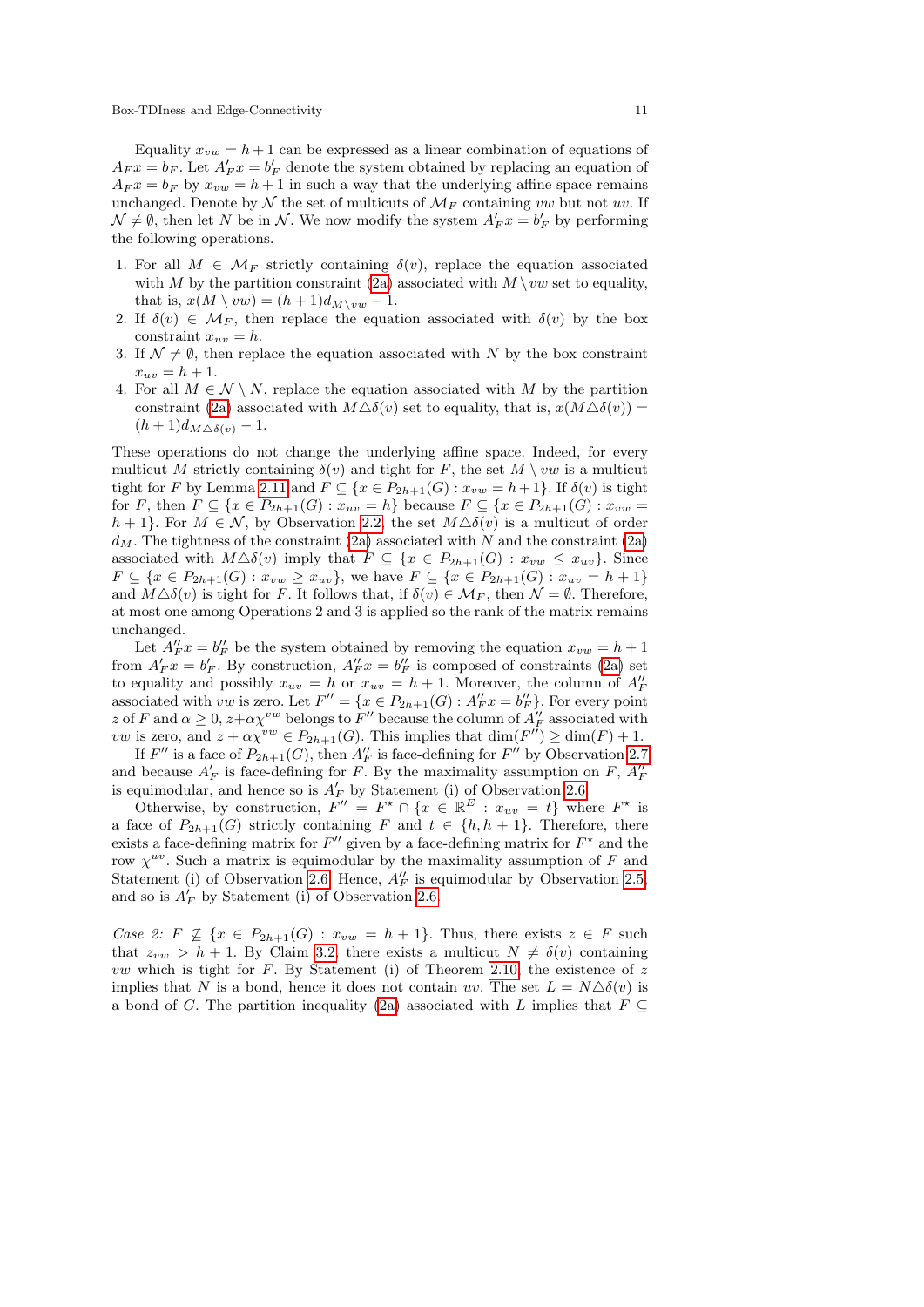Equality $x_{vw} = h+1$ can be expressed as a linear combination of equations of $A_F x = b_F$. Let $A'_F x = b'_F$ denote the system obtained by replacing an equation of $A_F x = b_F$ by $x_{vw} = h+1$ in such a way that the underlying affine space remains unchanged. Denote by $\mathcal{N}$ the set of multicuts of $\mathcal{M}_F$ containing $vw$ but not $uv$. If $\mathcal{N} \neq \emptyset$, then let $N$ be in $\mathcal{N}$. We now modify the system $A'_F x = b'_F$ by performing the following operations.

1. For all $M \in \mathcal{M}_F$ strictly containing $\delta(v)$, replace the equation associated with $M$ by the partition constraint (2a) associated with $M \setminus vw$ set to equality, that is, $x(M \setminus vw) = (h+1)d_{M\setminus vw} - 1$.
2. If $\delta(v) \in \mathcal{M}_F$, then replace the equation associated with $\delta(v)$ by the box constraint $x_{uv} = h$.
3. If $\mathcal{N} \neq \emptyset$, then replace the equation associated with $N$ by the box constraint $x_{uv} = h+1$.
4. For all $M \in \mathcal{N} \setminus N$, replace the equation associated with $M$ by the partition constraint (2a) associated with $M \triangle \delta(v)$ set to equality, that is, $x(M \triangle \delta(v)) = (h+1)d_{M\triangle\delta(v)} - 1$.

These operations do not change the underlying affine space. Indeed, for every multicut $M$ strictly containing $\delta(v)$ and tight for $F$, the set $M \setminus vw$ is a multicut tight for $F$ by Lemma 2.11 and $F \subseteq \{x \in P_{2h+1}(G) : x_{vw} = h+1\}$. If $\delta(v)$ is tight for $F$, then $F \subseteq \{x \in P_{2h+1}(G) : x_{uv} = h\}$ because $F \subseteq \{x \in P_{2h+1}(G) : x_{vw} = h+1\}$. For $M \in \mathcal{N}$, by Observation 2.2, the set $M \triangle \delta(v)$ is a multicut of order $d_M$. The tightness of the constraint (2a) associated with $N$ and the constraint (2a) associated with $M \triangle \delta(v)$ imply that $F \subseteq \{x \in P_{2h+1}(G) : x_{vw} \leq x_{uv}\}$. Since $F \subseteq \{x \in P_{2h+1}(G) : x_{vw} \geq x_{uv}\}$, we have $F \subseteq \{x \in P_{2h+1}(G) : x_{uv} = h+1\}$ and $M \triangle \delta(v)$ is tight for $F$. It follows that, if $\delta(v) \in \mathcal{M}_F$, then $\mathcal{N} = \emptyset$. Therefore, at most one among Operations 2 and 3 is applied so the rank of the matrix remains unchanged.

Let $A''_F x = b''_F$ be the system obtained by removing the equation $x_{vw} = h+1$ from $A'_F x = b'_F$. By construction, $A''_F x = b''_F$ is composed of constraints (2a) set to equality and possibly $x_{uv} = h$ or $x_{uv} = h+1$. Moreover, the column of $A''_F$ associated with $vw$ is zero. Let $F'' = \{x \in P_{2h+1}(G) : A''_F x = b''_F\}$. For every point $z$ of $F$ and $\alpha \geq 0$, $z + \alpha\chi^{vw}$ belongs to $F''$ because the column of $A''_F$ associated with $vw$ is zero, and $z + \alpha\chi^{vw} \in P_{2h+1}(G)$. This implies that $\dim(F'') \geq \dim(F) + 1$.

If $F''$ is a face of $P_{2h+1}(G)$, then $A''_F$ is face-defining for $F''$ by Observation 2.7 and because $A'_F$ is face-defining for $F$. By the maximality assumption on $F$, $A''_F$ is equimodular, and hence so is $A'_F$ by Statement (i) of Observation 2.6.

Otherwise, by construction, $F'' = F^\star \cap \{x \in \mathbb{R}^E : x_{uv} = t\}$ where $F^\star$ is a face of $P_{2h+1}(G)$ strictly containing $F$ and $t \in \{h, h+1\}$. Therefore, there exists a face-defining matrix for $F''$ given by a face-defining matrix for $F^\star$ and the row $\chi^{uv}$. Such a matrix is equimodular by the maximality assumption of $F$ and Statement (i) of Observation 2.6. Hence, $A''_F$ is equimodular by Observation 2.5, and so is $A'_F$ by Statement (i) of Observation 2.6.

*Case 2:* $F \not\subseteq \{x \in P_{2h+1}(G) : x_{vw} = h+1\}$. Thus, there exists $z \in F$ such that $z_{vw} > h+1$. By Claim 3.2, there exists a multicut $N \neq \delta(v)$ containing $vw$ which is tight for $F$. By Statement (i) of Theorem 2.10, the existence of $z$ implies that $N$ is a bond, hence it does not contain $uv$. The set $L = N \triangle \delta(v)$ is a bond of $G$. The partition inequality (2a) associated with $L$ implies that $F \subseteq$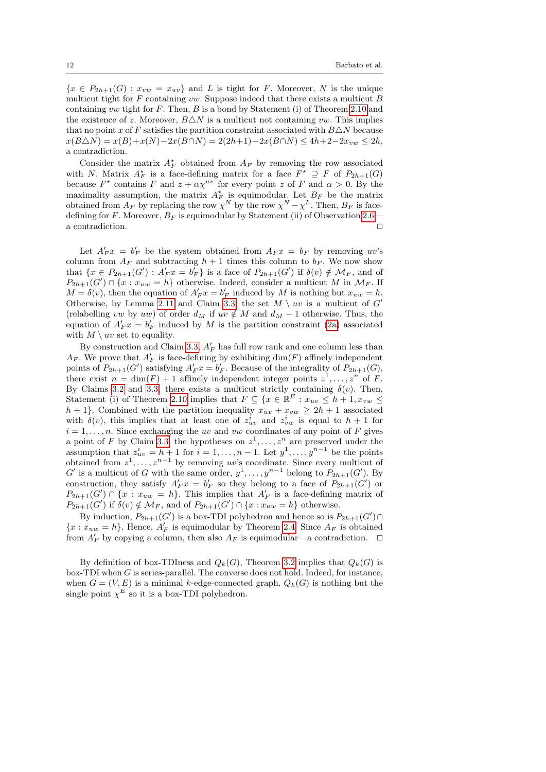$\{x \in P_{2h+1}(G) : x_{vw} = x_{uv}\}$ and $L$ is tight for $F$. Moreover, $N$ is the unique multicut tight for $F$ containing $vw$. Suppose indeed that there exists a multicut $B$ containing $vw$ tight for $F$. Then, $B$ is a bond by Statement (i) of Theorem 2.10 and the existence of $z$. Moreover, $B \triangle N$ is a multicut not containing $vw$. This implies that no point $x$ of $F$ satisfies the partition constraint associated with $B \triangle N$ because $x(B \triangle N) = x(B) + x(N) - 2x(B \cap N) = 2(2h+1) - 2x(B \cap N) \leq 4h + 2 - 2x_{vw} \leq 2h$, a contradiction.

Consider the matrix $A_F^\star$ obtained from $A_F$ by removing the row associated with $N$. Matrix $A_F^\star$ is a face-defining matrix for a face $F^\star \supseteq F$ of $P_{2h+1}(G)$ because $F^\star$ contains $F$ and $z + \alpha\chi^{uv}$ for every point $z$ of $F$ and $\alpha > 0$. By the maximality assumption, the matrix $A_F^\star$ is equimodular. Let $B_F$ be the matrix obtained from $A_F$ by replacing the row $\chi^N$ by the row $\chi^N - \chi^L$. Then, $B_F$ is face-defining for $F$. Moreover, $B_F$ is equimodular by Statement (ii) of Observation 2.6—a contradiction. □

Let $A'_F x = b'_F$ be the system obtained from $A_F x = b_F$ by removing $uv$'s column from $A_F$ and subtracting $h+1$ times this column to $b_F$. We now show that $\{x \in P_{2h+1}(G') : A'_F x = b'_F\}$ is a face of $P_{2h+1}(G')$ if $\delta(v) \notin \mathcal{M}_F$, and of $P_{2h+1}(G') \cap \{x : x_{uw} = h\}$ otherwise. Indeed, consider a multicut $M$ in $\mathcal{M}_F$. If $M = \delta(v)$, then the equation of $A'_F x = b'_F$ induced by $M$ is nothing but $x_{uw} = h$. Otherwise, by Lemma 2.11 and Claim 3.3, the set $M \setminus uv$ is a multicut of $G'$ (relabelling $vw$ by $uw$) of order $d_M$ if $uv \notin M$ and $d_M - 1$ otherwise. Thus, the equation of $A'_F x = b'_F$ induced by $M$ is the partition constraint (2a) associated with $M \setminus uv$ set to equality.

By construction and Claim 3.3, $A'_F$ has full row rank and one column less than $A_F$. We prove that $A'_F$ is face-defining by exhibiting $\dim(F)$ affinely independent points of $P_{2h+1}(G')$ satisfying $A'_F x = b'_F$. Because of the integrality of $P_{2h+1}(G)$, there exist $n = \dim(F) + 1$ affinely independent integer points $z^1, \ldots, z^n$ of $F$. By Claims 3.2 and 3.3, there exists a multicut strictly containing $\delta(v)$. Then, Statement (i) of Theorem 2.10 implies that $F \subseteq \{x \in \mathbb{R}^E : x_{uv} \leq h+1, x_{vw} \leq h+1\}$. Combined with the partition inequality $x_{uv} + x_{vw} \geq 2h+1$ associated with $\delta(v)$, this implies that at least one of $z^i_{uv}$ and $z^i_{vw}$ is equal to $h+1$ for $i = 1, \ldots, n$. Since exchanging the $uv$ and $vw$ coordinates of any point of $F$ gives a point of $F$ by Claim 3.3, the hypotheses on $z^1, \ldots, z^n$ are preserved under the assumption that $z^i_{uv} = h+1$ for $i = 1, \ldots, n-1$. Let $y^1, \ldots, y^{n-1}$ be the points obtained from $z^1, \ldots, z^{n-1}$ by removing $uv$'s coordinate. Since every multicut of $G'$ is a multicut of $G$ with the same order, $y^1, \ldots, y^{n-1}$ belong to $P_{2h+1}(G')$. By construction, they satisfy $A'_F x = b'_F$ so they belong to a face of $P_{2h+1}(G')$ or $P_{2h+1}(G') \cap \{x : x_{uw} = h\}$. This implies that $A'_F$ is a face-defining matrix of $P_{2h+1}(G')$ if $\delta(v) \notin \mathcal{M}_F$, and of $P_{2h+1}(G') \cap \{x : x_{uw} = h\}$ otherwise.

By induction, $P_{2h+1}(G')$ is a box-TDI polyhedron and hence so is $P_{2h+1}(G') \cap \{x : x_{uw} = h\}$. Hence, $A'_F$ is equimodular by Theorem 2.4. Since $A_F$ is obtained from $A'_F$ by copying a column, then also $A_F$ is equimodular—a contradiction. □

By definition of box-TDIness and $Q_k(G)$, Theorem 3.2 implies that $Q_k(G)$ is box-TDI when $G$ is series-parallel. The converse does not hold. Indeed, for instance, when $G = (V, E)$ is a minimal $k$-edge-connected graph, $Q_k(G)$ is nothing but the single point $\chi^E$ so it is a box-TDI polyhedron.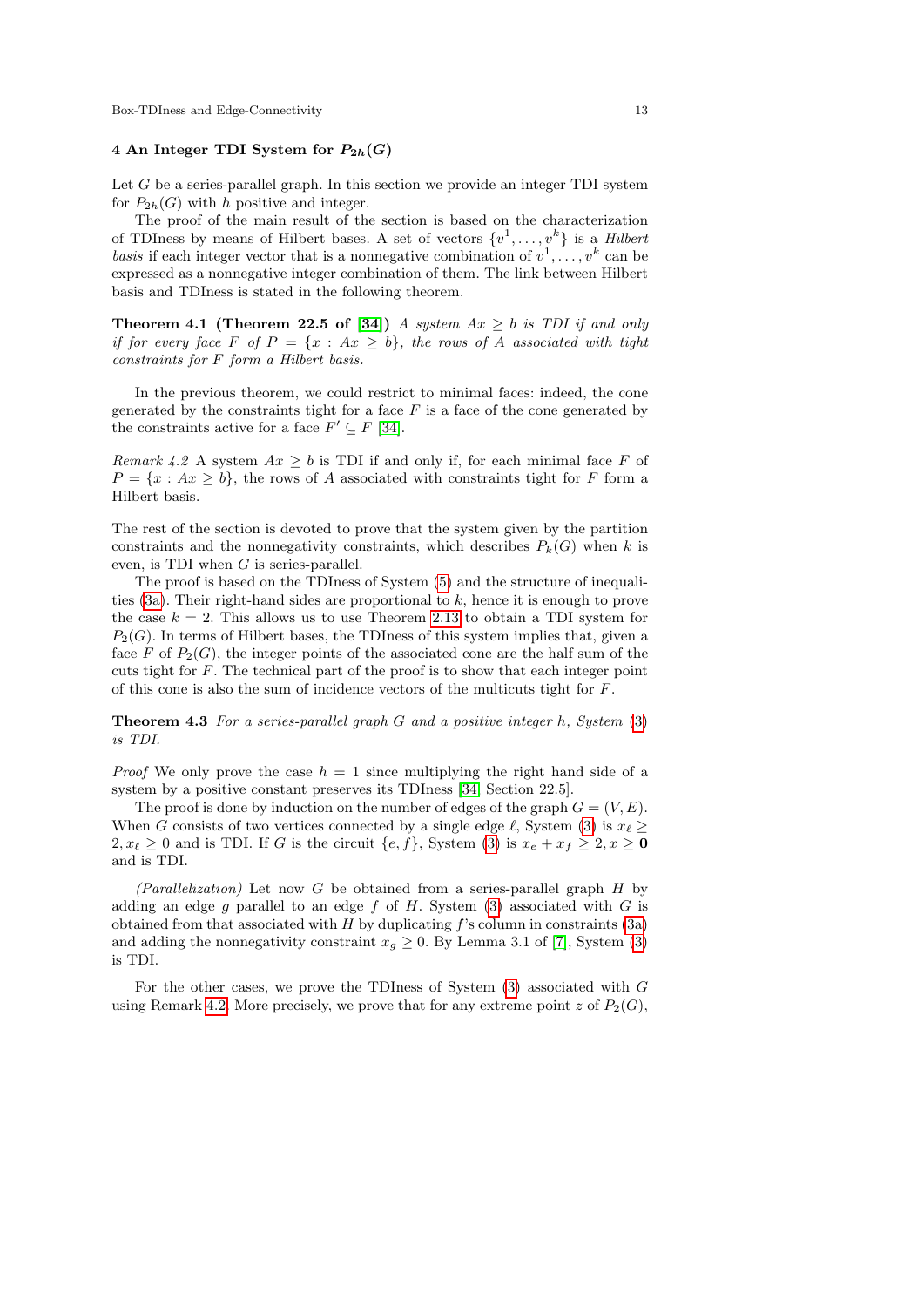## 4 An Integer TDI System for $P_{2h}(G)$

Let $G$ be a series-parallel graph. In this section we provide an integer TDI system for $P_{2h}(G)$ with $h$ positive and integer.

The proof of the main result of the section is based on the characterization of TDIness by means of Hilbert bases. A set of vectors $\{v^1, \ldots, v^k\}$ is a *Hilbert basis* if each integer vector that is a nonnegative combination of $v^1, \ldots, v^k$ can be expressed as a nonnegative integer combination of them. The link between Hilbert basis and TDIness is stated in the following theorem.

**Theorem 4.1 (Theorem 22.5 of [34])** *A system $Ax \geq b$ is TDI if and only if for every face $F$ of $P = \{x : Ax \geq b\}$, the rows of $A$ associated with tight constraints for $F$ form a Hilbert basis.*

In the previous theorem, we could restrict to minimal faces: indeed, the cone generated by the constraints tight for a face $F$ is a face of the cone generated by the constraints active for a face $F' \subseteq F$ [34].

*Remark 4.2* A system $Ax \geq b$ is TDI if and only if, for each minimal face $F$ of $P = \{x : Ax \geq b\}$, the rows of $A$ associated with constraints tight for $F$ form a Hilbert basis.

The rest of the section is devoted to prove that the system given by the partition constraints and the nonnegativity constraints, which describes $P_k(G)$ when $k$ is even, is TDI when $G$ is series-parallel.

The proof is based on the TDIness of System (5) and the structure of inequalities (3a). Their right-hand sides are proportional to $k$, hence it is enough to prove the case $k = 2$. This allows us to use Theorem 2.13 to obtain a TDI system for $P_2(G)$. In terms of Hilbert bases, the TDIness of this system implies that, given a face $F$ of $P_2(G)$, the integer points of the associated cone are the half sum of the cuts tight for $F$. The technical part of the proof is to show that each integer point of this cone is also the sum of incidence vectors of the multicuts tight for $F$.

**Theorem 4.3** *For a series-parallel graph $G$ and a positive integer $h$, System (3) is TDI.*

*Proof* We only prove the case $h = 1$ since multiplying the right hand side of a system by a positive constant preserves its TDIness [34, Section 22.5].

The proof is done by induction on the number of edges of the graph $G = (V, E)$. When $G$ consists of two vertices connected by a single edge $\ell$, System (3) is $x_\ell \geq 2, x_\ell \geq 0$ and is TDI. If $G$ is the circuit $\{e, f\}$, System (3) is $x_e + x_f \geq 2, x \geq \mathbf{0}$ and is TDI.

*(Parallelization)* Let now $G$ be obtained from a series-parallel graph $H$ by adding an edge $g$ parallel to an edge $f$ of $H$. System (3) associated with $G$ is obtained from that associated with $H$ by duplicating $f$'s column in constraints (3a) and adding the nonnegativity constraint $x_g \geq 0$. By Lemma 3.1 of [7], System (3) is TDI.

For the other cases, we prove the TDIness of System (3) associated with $G$ using Remark 4.2. More precisely, we prove that for any extreme point $z$ of $P_2(G)$,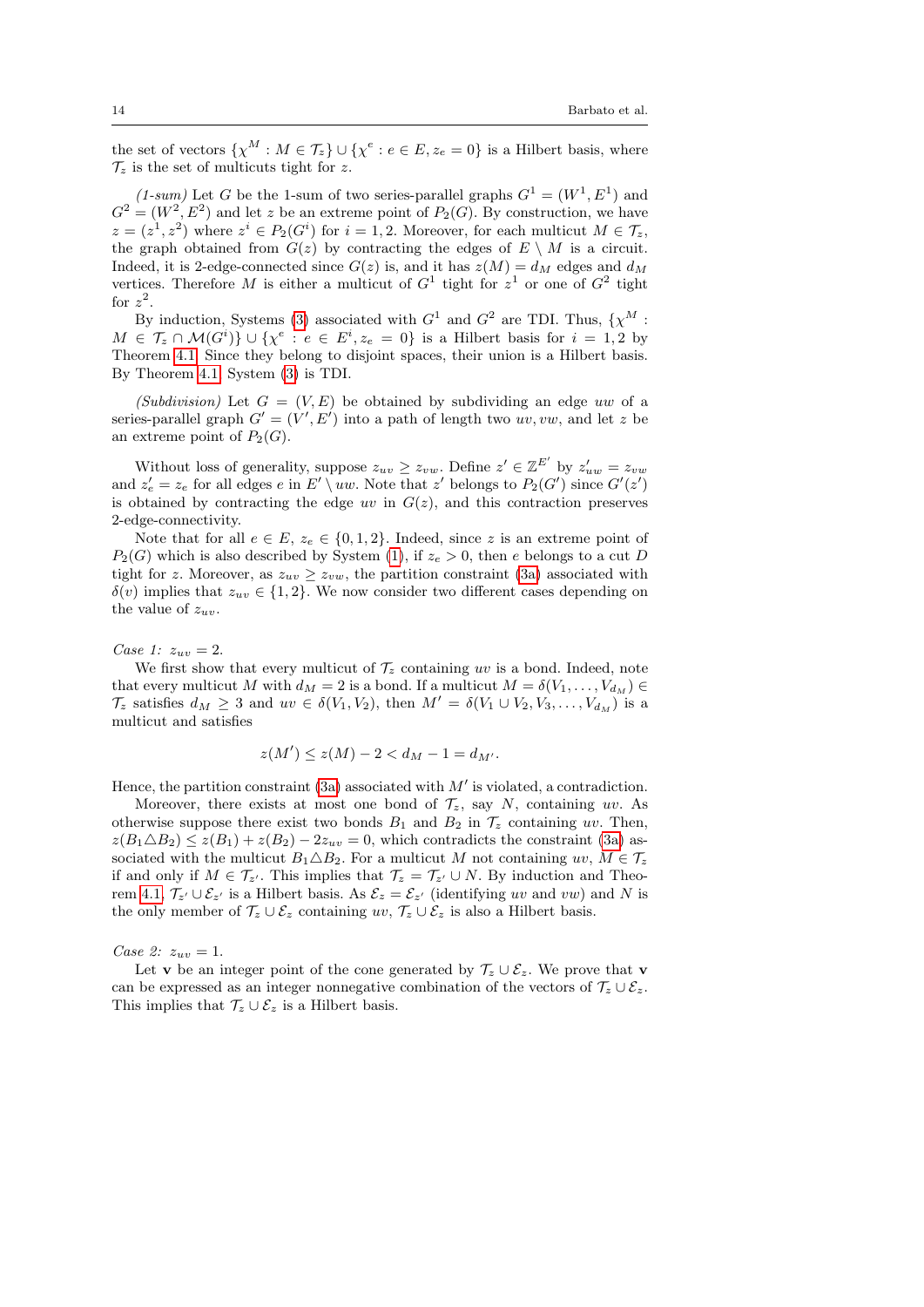the set of vectors $\{\chi^M : M \in \mathcal{T}_z\} \cup \{\chi^e : e \in E, z_e = 0\}$ is a Hilbert basis, where $\mathcal{T}_z$ is the set of multicuts tight for $z$.

*(1-sum)* Let $G$ be the 1-sum of two series-parallel graphs $G^1 = (W^1, E^1)$ and $G^2 = (W^2, E^2)$ and let $z$ be an extreme point of $P_2(G)$. By construction, we have $z = (z^1, z^2)$ where $z^i \in P_2(G^i)$ for $i = 1, 2$. Moreover, for each multicut $M \in \mathcal{T}_z$, the graph obtained from $G(z)$ by contracting the edges of $E \setminus M$ is a circuit. Indeed, it is 2-edge-connected since $G(z)$ is, and it has $z(M) = d_M$ edges and $d_M$ vertices. Therefore $M$ is either a multicut of $G^1$ tight for $z^1$ or one of $G^2$ tight for $z^2$.

By induction, Systems (3) associated with $G^1$ and $G^2$ are TDI. Thus, $\{\chi^M : M \in \mathcal{T}_z \cap \mathcal{M}(G^i)\} \cup \{\chi^e : e \in E^i, z_e = 0\}$ is a Hilbert basis for $i = 1, 2$ by Theorem 4.1. Since they belong to disjoint spaces, their union is a Hilbert basis. By Theorem 4.1, System (3) is TDI.

*(Subdivision)* Let $G = (V, E)$ be obtained by subdividing an edge $uw$ of a series-parallel graph $G' = (V', E')$ into a path of length two $uv, vw$, and let $z$ be an extreme point of $P_2(G)$.

Without loss of generality, suppose $z_{uv} \geq z_{vw}$. Define $z' \in \mathbb{Z}^{E'}$ by $z'_{uw} = z_{vw}$ and $z'_e = z_e$ for all edges $e$ in $E' \setminus uw$. Note that $z'$ belongs to $P_2(G')$ since $G'(z')$ is obtained by contracting the edge $uv$ in $G(z)$, and this contraction preserves 2-edge-connectivity.

Note that for all $e \in E$, $z_e \in \{0, 1, 2\}$. Indeed, since $z$ is an extreme point of $P_2(G)$ which is also described by System (1), if $z_e > 0$, then $e$ belongs to a cut $D$ tight for $z$. Moreover, as $z_{uv} \geq z_{vw}$, the partition constraint (3a) associated with $\delta(v)$ implies that $z_{uv} \in \{1, 2\}$. We now consider two different cases depending on the value of $z_{uv}$.

*Case 1: $z_{uv} = 2$.*

We first show that every multicut of $\mathcal{T}_z$ containing $uv$ is a bond. Indeed, note that every multicut $M$ with $d_M = 2$ is a bond. If a multicut $M = \delta(V_1, \ldots, V_{d_M}) \in \mathcal{T}_z$ satisfies $d_M \geq 3$ and $uv \in \delta(V_1, V_2)$, then $M' = \delta(V_1 \cup V_2, V_3, \ldots, V_{d_M})$ is a multicut and satisfies

$$z(M') \leq z(M) - 2 < d_M - 1 = d_{M'}.$$

Hence, the partition constraint (3a) associated with $M'$ is violated, a contradiction.

Moreover, there exists at most one bond of $\mathcal{T}_z$, say $N$, containing $uv$. As otherwise suppose there exist two bonds $B_1$ and $B_2$ in $\mathcal{T}_z$ containing $uv$. Then, $z(B_1 \triangle B_2) \leq z(B_1) + z(B_2) - 2z_{uv} = 0$, which contradicts the constraint (3a) associated with the multicut $B_1 \triangle B_2$. For a multicut $M$ not containing $uv$, $M \in \mathcal{T}_z$ if and only if $M \in \mathcal{T}_{z'}$. This implies that $\mathcal{T}_z = \mathcal{T}_{z'} \cup N$. By induction and Theorem 4.1, $\mathcal{T}_{z'} \cup \mathcal{E}_{z'}$ is a Hilbert basis. As $\mathcal{E}_z = \mathcal{E}_{z'}$ (identifying $uv$ and $vw$) and $N$ is the only member of $\mathcal{T}_z \cup \mathcal{E}_z$ containing $uv$, $\mathcal{T}_z \cup \mathcal{E}_z$ is also a Hilbert basis.

*Case 2: $z_{uv} = 1$.*

Let $\mathbf{v}$ be an integer point of the cone generated by $\mathcal{T}_z \cup \mathcal{E}_z$. We prove that $\mathbf{v}$ can be expressed as an integer nonnegative combination of the vectors of $\mathcal{T}_z \cup \mathcal{E}_z$. This implies that $\mathcal{T}_z \cup \mathcal{E}_z$ is a Hilbert basis.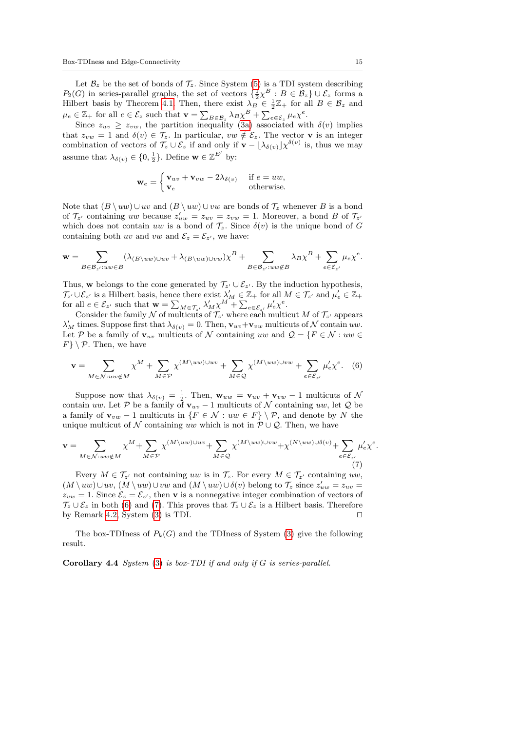Let $\mathcal{B}_z$ be the set of bonds of $\mathcal{T}_z$. Since System (5) is a TDI system describing $P_2(G)$ in series-parallel graphs, the set of vectors $\{\frac{1}{2}\chi^B : B \in \mathcal{B}_z\} \cup \mathcal{E}_z$ forms a Hilbert basis by Theorem 4.1. Then, there exist $\lambda_B \in \frac{1}{2}\mathbb{Z}_+$ for all $B \in \mathcal{B}_z$ and $\mu_e \in \mathbb{Z}_+$ for all $e \in \mathcal{E}_z$ such that $\mathbf{v} = \sum_{B\in\mathcal{B}_z} \lambda_B \chi^B + \sum_{e\in\mathcal{E}_z} \mu_e \chi^e$.

Since $z_{uv} \geq z_{vw}$, the partition inequality (3a) associated with $\delta(v)$ implies that $z_{vw} = 1$ and $\delta(v) \in \mathcal{T}_z$. In particular, $vw \notin \mathcal{E}_z$. The vector $\mathbf{v}$ is an integer combination of vectors of $\mathcal{T}_z \cup \mathcal{E}_z$ if and only if $\mathbf{v} - \lfloor \lambda_{\delta(v)} \rfloor \chi^{\delta(v)}$ is, thus we may assume that $\lambda_{\delta(v)} \in \{0, \frac{1}{2}\}$. Define $\mathbf{w} \in \mathbb{Z}^{E'}$ by:

$$\mathbf{w}_e = \begin{cases} \mathbf{v}_{uv} + \mathbf{v}_{vw} - 2\lambda_{\delta(v)} & \text{if } e = uw, \\ \mathbf{v}_e & \text{otherwise.} \end{cases}$$

Note that $(B \setminus uw) \cup uv$ and $(B \setminus uw) \cup vw$ are bonds of $\mathcal{T}_z$ whenever $B$ is a bond of $\mathcal{T}_{z'}$ containing $uw$ because $z'_{uw} = z_{uv} = z_{vw} = 1$. Moreover, a bond $B$ of $\mathcal{T}_{z'}$ which does not contain $uw$ is a bond of $\mathcal{T}_z$. Since $\delta(v)$ is the unique bond of $G$ containing both $uv$ and $vw$ and $\mathcal{E}_z = \mathcal{E}_{z'}$, we have:

$$\mathbf{w} = \sum_{B\in\mathcal{B}_{z'}:uw\in B} (\lambda_{(B\setminus uw)\cup uv} + \lambda_{(B\setminus uw)\cup vw})\chi^B + \sum_{B\in\mathcal{B}_{z'}:uw\notin B} \lambda_B \chi^B + \sum_{e\in\mathcal{E}_{z'}} \mu_e \chi^e.$$

Thus, $\mathbf{w}$ belongs to the cone generated by $\mathcal{T}_{z'} \cup \mathcal{E}_{z'}$. By the induction hypothesis, $\mathcal{T}_{z'} \cup \mathcal{E}_{z'}$ is a Hilbert basis, hence there exist $\lambda'_M \in \mathbb{Z}_+$ for all $M \in \mathcal{T}_{z'}$ and $\mu'_e \in \mathbb{Z}_+$ for all $e \in \mathcal{E}_{z'}$ such that $\mathbf{w} = \sum_{M\in\mathcal{T}_{z'}} \lambda'_M \chi^M + \sum_{e\in\mathcal{E}_{z'}} \mu'_e \chi^e$.

Consider the family $\mathcal{N}$ of multicuts of $\mathcal{T}_{z'}$ where each multicut $M$ of $\mathcal{T}_{z'}$ appears $\lambda'_M$ times. Suppose first that $\lambda_{\delta(v)} = 0$. Then, $\mathbf{v}_{uv} + \mathbf{v}_{vw}$ multicuts of $\mathcal{N}$ contain $uw$. Let $\mathcal{P}$ be a family of $\mathbf{v}_{uv}$ multicuts of $\mathcal{N}$ containing $uw$ and $\mathcal{Q} = \{F \in \mathcal{N} : uw \in F\} \setminus \mathcal{P}$. Then, we have

$$\mathbf{v} = \sum_{M\in\mathcal{N}:uw\notin M} \chi^M + \sum_{M\in\mathcal{P}} \chi^{(M\setminus uw)\cup uv} + \sum_{M\in\mathcal{Q}} \chi^{(M\setminus uw)\cup vw} + \sum_{e\in\mathcal{E}_{z'}} \mu'_e \chi^e. \quad (6)$$

Suppose now that $\lambda_{\delta(v)} = \frac{1}{2}$. Then, $\mathbf{w}_{uw} = \mathbf{v}_{uv} + \mathbf{v}_{vw} - 1$ multicuts of $\mathcal{N}$ contain $uw$. Let $\mathcal{P}$ be a family of $\mathbf{v}_{uv} - 1$ multicuts of $\mathcal{N}$ containing $uw$, let $\mathcal{Q}$ be a family of $\mathbf{v}_{vw} - 1$ multicuts in $\{F \in \mathcal{N} : uw \in F\} \setminus \mathcal{P}$, and denote by $N$ the unique multicut of $\mathcal{N}$ containing $uw$ which is not in $\mathcal{P} \cup \mathcal{Q}$. Then, we have

$$\mathbf{v} = \sum_{M\in\mathcal{N}:uw\notin M} \chi^M + \sum_{M\in\mathcal{P}} \chi^{(M\setminus uw)\cup uv} + \sum_{M\in\mathcal{Q}} \chi^{(M\setminus uw)\cup vw} + \chi^{(N\setminus uw)\cup\delta(v)} + \sum_{e\in\mathcal{E}_{z'}} \mu'_e \chi^e. \quad (7)$$

Every $M \in \mathcal{T}_{z'}$ not containing $uw$ is in $\mathcal{T}_z$. For every $M \in \mathcal{T}_{z'}$ containing $uw$, $(M \setminus uw) \cup uv$, $(M \setminus uw) \cup vw$ and $(M \setminus uw) \cup \delta(v)$ belong to $\mathcal{T}_z$ since $z'_{uw} = z_{uv} = z_{vw} = 1$. Since $\mathcal{E}_z = \mathcal{E}_{z'}$, then $\mathbf{v}$ is a nonnegative integer combination of vectors of $\mathcal{T}_z \cup \mathcal{E}_z$ in both (6) and (7). This proves that $\mathcal{T}_z \cup \mathcal{E}_z$ is a Hilbert basis. Therefore by Remark 4.2, System (3) is TDI. ◻

The box-TDIness of $P_k(G)$ and the TDIness of System (3) give the following result.

**Corollary 4.4** *System (3) is box-TDI if and only if $G$ is series-parallel.*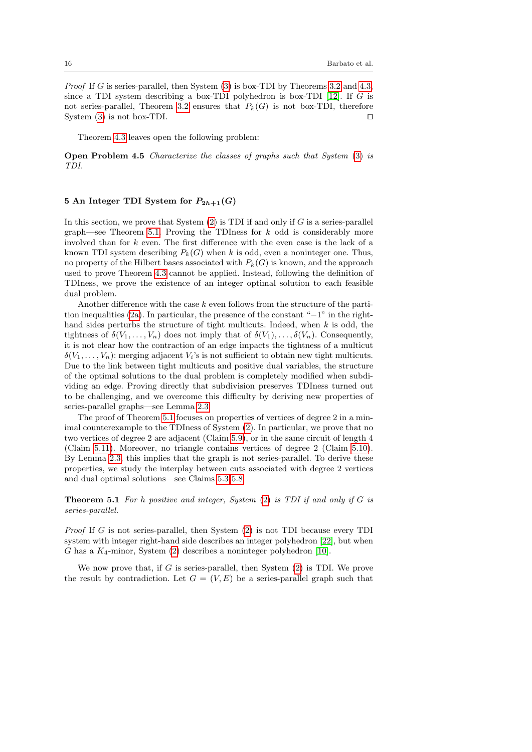*Proof* If $G$ is series-parallel, then System (3) is box-TDI by Theorems 3.2 and 4.3, since a TDI system describing a box-TDI polyhedron is box-TDI [12]. If $G$ is not series-parallel, Theorem 3.2 ensures that $P_k(G)$ is not box-TDI, therefore System (3) is not box-TDI. □

Theorem 4.3 leaves open the following problem:

**Open Problem 4.5** *Characterize the classes of graphs such that System (3) is TDI.*

## 5 An Integer TDI System for $P_{2h+1}(G)$

In this section, we prove that System (2) is TDI if and only if $G$ is a series-parallel graph—see Theorem 5.1. Proving the TDIness for $k$ odd is considerably more involved than for $k$ even. The first difference with the even case is the lack of a known TDI system describing $P_k(G)$ when $k$ is odd, even a noninteger one. Thus, no property of the Hilbert bases associated with $P_k(G)$ is known, and the approach used to prove Theorem 4.3 cannot be applied. Instead, following the definition of TDIness, we prove the existence of an integer optimal solution to each feasible dual problem.

Another difference with the case $k$ even follows from the structure of the partition inequalities (2a). In particular, the presence of the constant "$-1$" in the right-hand sides perturbs the structure of tight multicuts. Indeed, when $k$ is odd, the tightness of $\delta(V_1, \ldots, V_n)$ does not imply that of $\delta(V_1), \ldots, \delta(V_n)$. Consequently, it is not clear how the contraction of an edge impacts the tightness of a multicut $\delta(V_1, \ldots, V_n)$: merging adjacent $V_i$'s is not sufficient to obtain new tight multicuts. Due to the link between tight multicuts and positive dual variables, the structure of the optimal solutions to the dual problem is completely modified when subdividing an edge. Proving directly that subdivision preserves TDIness turned out to be challenging, and we overcome this difficulty by deriving new properties of series-parallel graphs—see Lemma 2.3.

The proof of Theorem 5.1 focuses on properties of vertices of degree 2 in a minimal counterexample to the TDIness of System (2). In particular, we prove that no two vertices of degree 2 are adjacent (Claim 5.9), or in the same circuit of length 4 (Claim 5.11). Moreover, no triangle contains vertices of degree 2 (Claim 5.10). By Lemma 2.3, this implies that the graph is not series-parallel. To derive these properties, we study the interplay between cuts associated with degree 2 vertices and dual optimal solutions—see Claims 5.3-5.8.

**Theorem 5.1** *For $h$ positive and integer, System (2) is TDI if and only if $G$ is series-parallel.*

*Proof* If $G$ is not series-parallel, then System (2) is not TDI because every TDI system with integer right-hand side describes an integer polyhedron [22], but when $G$ has a $K_4$-minor, System (2) describes a noninteger polyhedron [10].

We now prove that, if $G$ is series-parallel, then System (2) is TDI. We prove the result by contradiction. Let $G = (V, E)$ be a series-parallel graph such that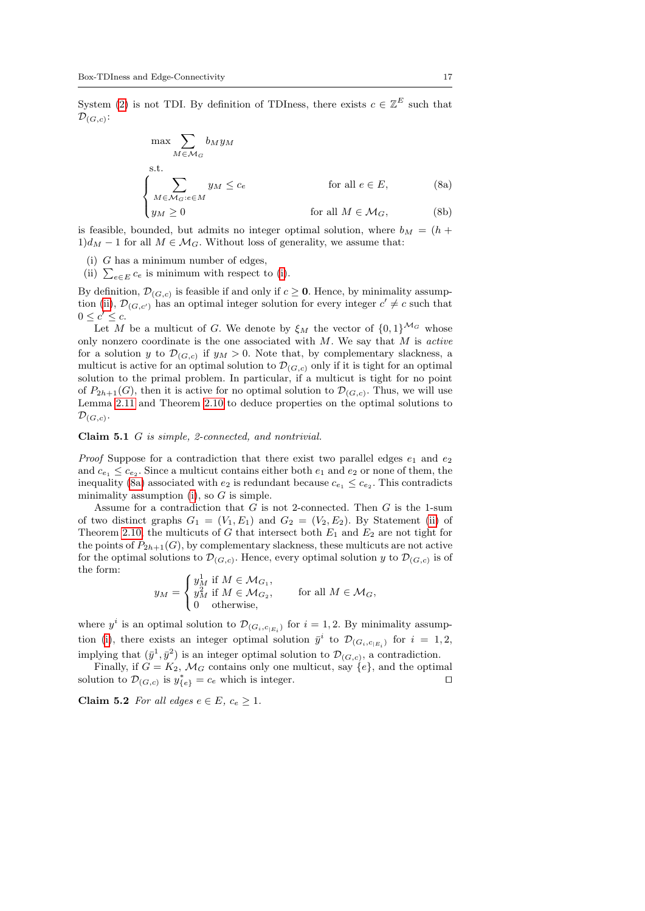System (2) is not TDI. By definition of TDIness, there exists $c \in \mathbb{Z}^E$ such that $\mathcal{D}_{(G,c)}$:

$$\max \sum_{M \in \mathcal{M}_G} b_M y_M$$

s.t.

$$\begin{cases} \displaystyle\sum_{M \in \mathcal{M}_G : e \in M} y_M \leq c_e & \text{for all } e \in E, \quad \text{(8a)} \\ y_M \geq 0 & \text{for all } M \in \mathcal{M}_G, \quad \text{(8b)} \end{cases}$$

is feasible, bounded, but admits no integer optimal solution, where $b_M = (h+1)d_M - 1$ for all $M \in \mathcal{M}_G$. Without loss of generality, we assume that:

(i) $G$ has a minimum number of edges,

(ii) $\sum_{e \in E} c_e$ is minimum with respect to (i).

By definition, $\mathcal{D}_{(G,c)}$ is feasible if and only if $c \geq \mathbf{0}$. Hence, by minimality assumption (ii), $\mathcal{D}_{(G,c')}$ has an optimal integer solution for every integer $c' \neq c$ such that $0 \leq c' \leq c$.

Let $M$ be a multicut of $G$. We denote by $\xi_M$ the vector of $\{0,1\}^{\mathcal{M}_G}$ whose only nonzero coordinate is the one associated with $M$. We say that $M$ is *active* for a solution $y$ to $\mathcal{D}_{(G,c)}$ if $y_M > 0$. Note that, by complementary slackness, a multicut is active for an optimal solution to $\mathcal{D}_{(G,c)}$ only if it is tight for an optimal solution to the primal problem. In particular, if a multicut is tight for no point of $P_{2h+1}(G)$, then it is active for no optimal solution to $\mathcal{D}_{(G,c)}$. Thus, we will use Lemma 2.11 and Theorem 2.10 to deduce properties on the optimal solutions to $\mathcal{D}_{(G,c)}$.

**Claim 5.1** *$G$ is simple, 2-connected, and nontrivial.*

*Proof* Suppose for a contradiction that there exist two parallel edges $e_1$ and $e_2$ and $c_{e_1} \leq c_{e_2}$. Since a multicut contains either both $e_1$ and $e_2$ or none of them, the inequality (8a) associated with $e_2$ is redundant because $c_{e_1} \leq c_{e_2}$. This contradicts minimality assumption (i), so $G$ is simple.

Assume for a contradiction that $G$ is not 2-connected. Then $G$ is the 1-sum of two distinct graphs $G_1 = (V_1, E_1)$ and $G_2 = (V_2, E_2)$. By Statement (ii) of Theorem 2.10, the multicuts of $G$ that intersect both $E_1$ and $E_2$ are not tight for the points of $P_{2h+1}(G)$, by complementary slackness, these multicuts are not active for the optimal solutions to $\mathcal{D}_{(G,c)}$. Hence, every optimal solution $y$ to $\mathcal{D}_{(G,c)}$ is of the form:

$$y_M = \begin{cases} y^1_M & \text{if } M \in \mathcal{M}_{G_1}, \\ y^2_M & \text{if } M \in \mathcal{M}_{G_2}, \\ 0 & \text{otherwise}, \end{cases} \qquad \text{for all } M \in \mathcal{M}_G,$$

where $y^i$ is an optimal solution to $\mathcal{D}_{(G_i, c_{|E_i})}$ for $i = 1, 2$. By minimality assumption (i), there exists an integer optimal solution $\bar{y}^i$ to $\mathcal{D}_{(G_i, c_{|E_i})}$ for $i = 1, 2$, implying that $(\bar{y}^1, \bar{y}^2)$ is an integer optimal solution to $\mathcal{D}_{(G,c)}$, a contradiction.

Finally, if $G = K_2$, $\mathcal{M}_G$ contains only one multicut, say $\{e\}$, and the optimal solution to $\mathcal{D}_{(G,c)}$ is $y^*_{\{e\}} = c_e$ which is integer. $\square$

**Claim 5.2** *For all edges $e \in E$, $c_e \geq 1$.*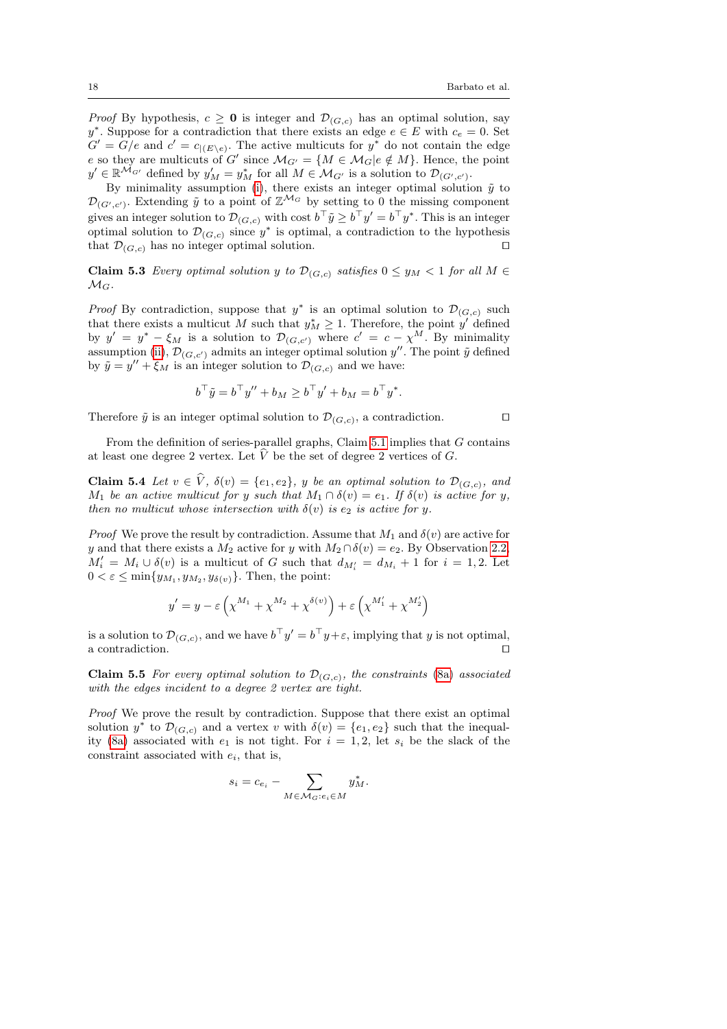*Proof* By hypothesis, $c \geq \mathbf{0}$ is integer and $\mathcal{D}_{(G,c)}$ has an optimal solution, say $y^*$. Suppose for a contradiction that there exists an edge $e \in E$ with $c_e = 0$. Set $G' = G/e$ and $c' = c_{|(E \setminus e)}$. The active multicuts for $y^*$ do not contain the edge $e$ so they are multicuts of $G'$ since $\mathcal{M}_{G'} = \{M \in \mathcal{M}_G | e \notin M\}$. Hence, the point $y' \in \mathbb{R}^{\mathcal{M}_{G'}}$ defined by $y'_M = y^*_M$ for all $M \in \mathcal{M}_{G'}$ is a solution to $\mathcal{D}_{(G',c')}$.

By minimality assumption (i), there exists an integer optimal solution $\tilde{y}$ to $\mathcal{D}_{(G',c')}$. Extending $\tilde{y}$ to a point of $\mathbb{Z}^{\mathcal{M}_G}$ by setting to 0 the missing component gives an integer solution to $\mathcal{D}_{(G,c)}$ with cost $b^\top \tilde{y} \geq b^\top y' = b^\top y^*$. This is an integer optimal solution to $\mathcal{D}_{(G,c)}$ since $y^*$ is optimal, a contradiction to the hypothesis that $\mathcal{D}_{(G,c)}$ has no integer optimal solution. $\square$

**Claim 5.3** *Every optimal solution $y$ to $\mathcal{D}_{(G,c)}$ satisfies $0 \leq y_M < 1$ for all $M \in \mathcal{M}_G$.*

*Proof* By contradiction, suppose that $y^*$ is an optimal solution to $\mathcal{D}_{(G,c)}$ such that there exists a multicut $M$ such that $y^*_M \geq 1$. Therefore, the point $y'$ defined by $y' = y^* - \xi_M$ is a solution to $\mathcal{D}_{(G,c')}$ where $c' = c - \chi^M$. By minimality assumption (ii), $\mathcal{D}_{(G,c')}$ admits an integer optimal solution $y''$. The point $\tilde{y}$ defined by $\tilde{y} = y'' + \xi_M$ is an integer solution to $\mathcal{D}_{(G,c)}$ and we have:

$$b^\top \tilde{y} = b^\top y'' + b_M \geq b^\top y' + b_M = b^\top y^*.$$

Therefore $\tilde{y}$ is an integer optimal solution to $\mathcal{D}_{(G,c)}$, a contradiction. $\square$

From the definition of series-parallel graphs, Claim 5.1 implies that $G$ contains at least one degree 2 vertex. Let $\widehat{V}$ be the set of degree 2 vertices of $G$.

**Claim 5.4** *Let $v \in \widehat{V}$, $\delta(v) = \{e_1, e_2\}$, $y$ be an optimal solution to $\mathcal{D}_{(G,c)}$, and $M_1$ be an active multicut for $y$ such that $M_1 \cap \delta(v) = e_1$. If $\delta(v)$ is active for $y$, then no multicut whose intersection with $\delta(v)$ is $e_2$ is active for $y$.*

*Proof* We prove the result by contradiction. Assume that $M_1$ and $\delta(v)$ are active for $y$ and that there exists a $M_2$ active for $y$ with $M_2 \cap \delta(v) = e_2$. By Observation 2.2, $M'_i = M_i \cup \delta(v)$ is a multicut of $G$ such that $d_{M'_i} = d_{M_i} + 1$ for $i = 1, 2$. Let $0 < \varepsilon \leq \min\{y_{M_1}, y_{M_2}, y_{\delta(v)}\}$. Then, the point:

$$y' = y - \varepsilon \left( \chi^{M_1} + \chi^{M_2} + \chi^{\delta(v)} \right) + \varepsilon \left( \chi^{M'_1} + \chi^{M'_2} \right)$$

is a solution to $\mathcal{D}_{(G,c)}$, and we have $b^\top y' = b^\top y + \varepsilon$, implying that $y$ is not optimal, a contradiction. $\square$

**Claim 5.5** *For every optimal solution to $\mathcal{D}_{(G,c)}$, the constraints (8a) associated with the edges incident to a degree 2 vertex are tight.*

*Proof* We prove the result by contradiction. Suppose that there exist an optimal solution $y^*$ to $\mathcal{D}_{(G,c)}$ and a vertex $v$ with $\delta(v) = \{e_1, e_2\}$ such that the inequality (8a) associated with $e_1$ is not tight. For $i = 1, 2$, let $s_i$ be the slack of the constraint associated with $e_i$, that is,

$$s_i = c_{e_i} - \sum_{M \in \mathcal{M}_G : e_i \in M} y^*_M.$$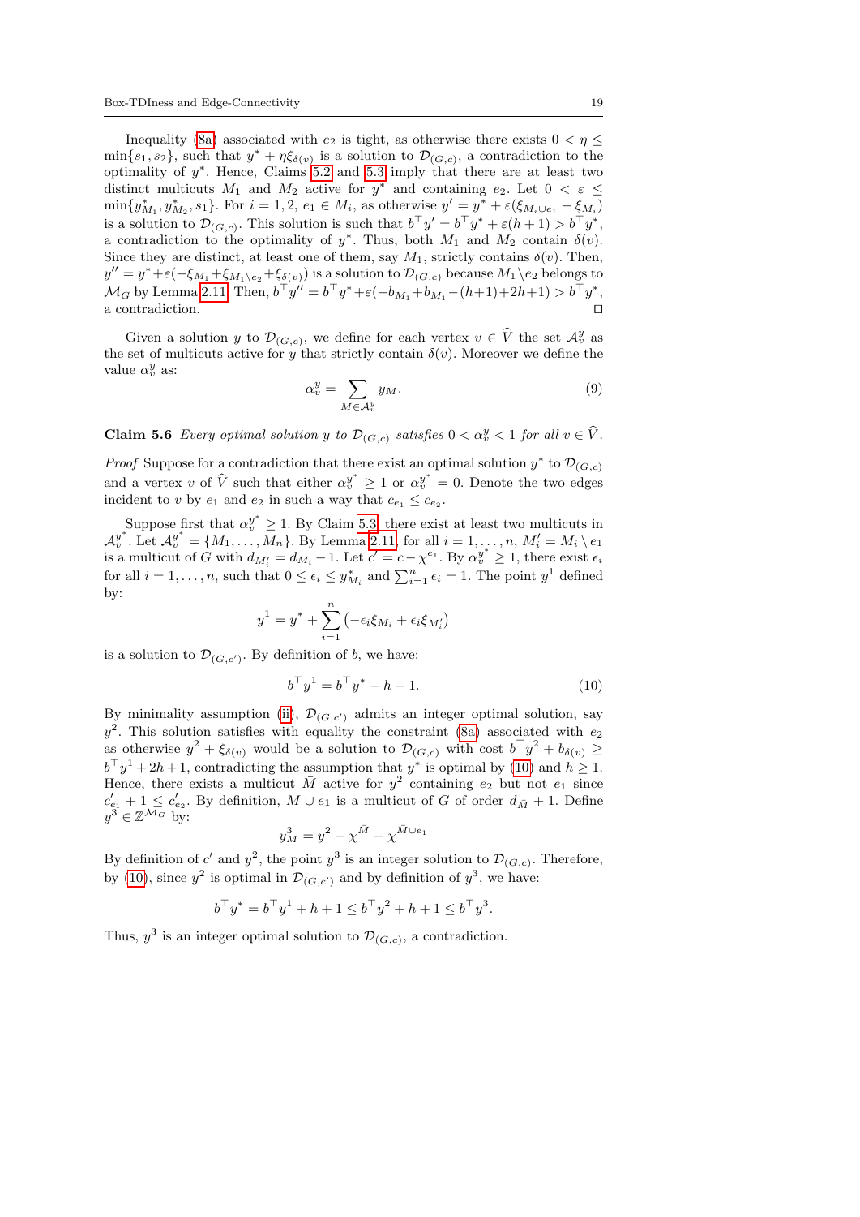Inequality (8a) associated with $e_2$ is tight, as otherwise there exists $0 < \eta \leq \min\{s_1, s_2\}$, such that $y^* + \eta \xi_{\delta(v)}$ is a solution to $\mathcal{D}_{(G,c)}$, a contradiction to the optimality of $y^*$. Hence, Claims 5.2 and 5.3 imply that there are at least two distinct multicuts $M_1$ and $M_2$ active for $y^*$ and containing $e_2$. Let $0 < \varepsilon \leq \min\{y^*_{M_1}, y^*_{M_2}, s_1\}$. For $i = 1, 2$, $e_1 \in M_i$, as otherwise $y' = y^* + \varepsilon(\xi_{M_i \cup e_1} - \xi_{M_i})$ is a solution to $\mathcal{D}_{(G,c)}$. This solution is such that $b^\top y' = b^\top y^* + \varepsilon(h+1) > b^\top y^*$, a contradiction to the optimality of $y^*$. Thus, both $M_1$ and $M_2$ contain $\delta(v)$. Since they are distinct, at least one of them, say $M_1$, strictly contains $\delta(v)$. Then, $y'' = y^* + \varepsilon(-\xi_{M_1} + \xi_{M_1 \setminus e_2} + \xi_{\delta(v)})$ is a solution to $\mathcal{D}_{(G,c)}$ because $M_1 \setminus e_2$ belongs to $\mathcal{M}_G$ by Lemma 2.11. Then, $b^\top y'' = b^\top y^* + \varepsilon(-b_{M_1} + b_{M_1} - (h+1) + 2h + 1) > b^\top y^*$, a contradiction. □

Given a solution $y$ to $\mathcal{D}_{(G,c)}$, we define for each vertex $v \in \widehat{V}$ the set $\mathcal{A}^y_v$ as the set of multicuts active for $y$ that strictly contain $\delta(v)$. Moreover we define the value $\alpha^y_v$ as:

$$\alpha^y_v = \sum_{M \in \mathcal{A}^y_v} y_M. \tag{9}$$

**Claim 5.6** *Every optimal solution $y$ to $\mathcal{D}_{(G,c)}$ satisfies $0 < \alpha^y_v < 1$ for all $v \in \widehat{V}$.*

*Proof* Suppose for a contradiction that there exist an optimal solution $y^*$ to $\mathcal{D}_{(G,c)}$ and a vertex $v$ of $\widehat{V}$ such that either $\alpha^{y^*}_v \geq 1$ or $\alpha^{y^*}_v = 0$. Denote the two edges incident to $v$ by $e_1$ and $e_2$ in such a way that $c_{e_1} \leq c_{e_2}$.

Suppose first that $\alpha^{y^*}_v \geq 1$. By Claim 5.3, there exist at least two multicuts in $\mathcal{A}^{y^*}_v$. Let $\mathcal{A}^{y^*}_v = \{M_1, \ldots, M_n\}$. By Lemma 2.11, for all $i = 1, \ldots, n$, $M'_i = M_i \setminus e_1$ is a multicut of $G$ with $d_{M'_i} = d_{M_i} - 1$. Let $c' = c - \chi^{e_1}$. By $\alpha^{y^*}_v \geq 1$, there exist $\epsilon_i$ for all $i = 1, \ldots, n$, such that $0 \leq \epsilon_i \leq y^*_{M_i}$ and $\sum_{i=1}^n \epsilon_i = 1$. The point $y^1$ defined by:

$$y^1 = y^* + \sum_{i=1}^n \left(-\epsilon_i \xi_{M_i} + \epsilon_i \xi_{M'_i}\right)$$

is a solution to $\mathcal{D}_{(G,c')}$. By definition of $b$, we have:

$$b^\top y^1 = b^\top y^* - h - 1. \tag{10}$$

By minimality assumption (ii), $\mathcal{D}_{(G,c')}$ admits an integer optimal solution, say $y^2$. This solution satisfies with equality the constraint (8a) associated with $e_2$ as otherwise $y^2 + \xi_{\delta(v)}$ would be a solution to $\mathcal{D}_{(G,c)}$ with cost $b^\top y^2 + b_{\delta(v)} \geq b^\top y^1 + 2h + 1$, contradicting the assumption that $y^*$ is optimal by (10) and $h \geq 1$. Hence, there exists a multicut $\bar{M}$ active for $y^2$ containing $e_2$ but not $e_1$ since $c'_{e_1} + 1 \leq c'_{e_2}$. By definition, $\bar{M} \cup e_1$ is a multicut of $G$ of order $d_{\bar{M}} + 1$. Define $y^3 \in \mathbb{Z}^{\mathcal{M}_G}$ by:

$$y^3_M = y^2 - \chi^{\bar{M}} + \chi^{\bar{M} \cup e_1}$$

By definition of $c'$ and $y^2$, the point $y^3$ is an integer solution to $\mathcal{D}_{(G,c)}$. Therefore, by (10), since $y^2$ is optimal in $\mathcal{D}_{(G,c')}$ and by definition of $y^3$, we have:

$$b^\top y^* = b^\top y^1 + h + 1 \leq b^\top y^2 + h + 1 \leq b^\top y^3.$$

Thus, $y^3$ is an integer optimal solution to $\mathcal{D}_{(G,c)}$, a contradiction.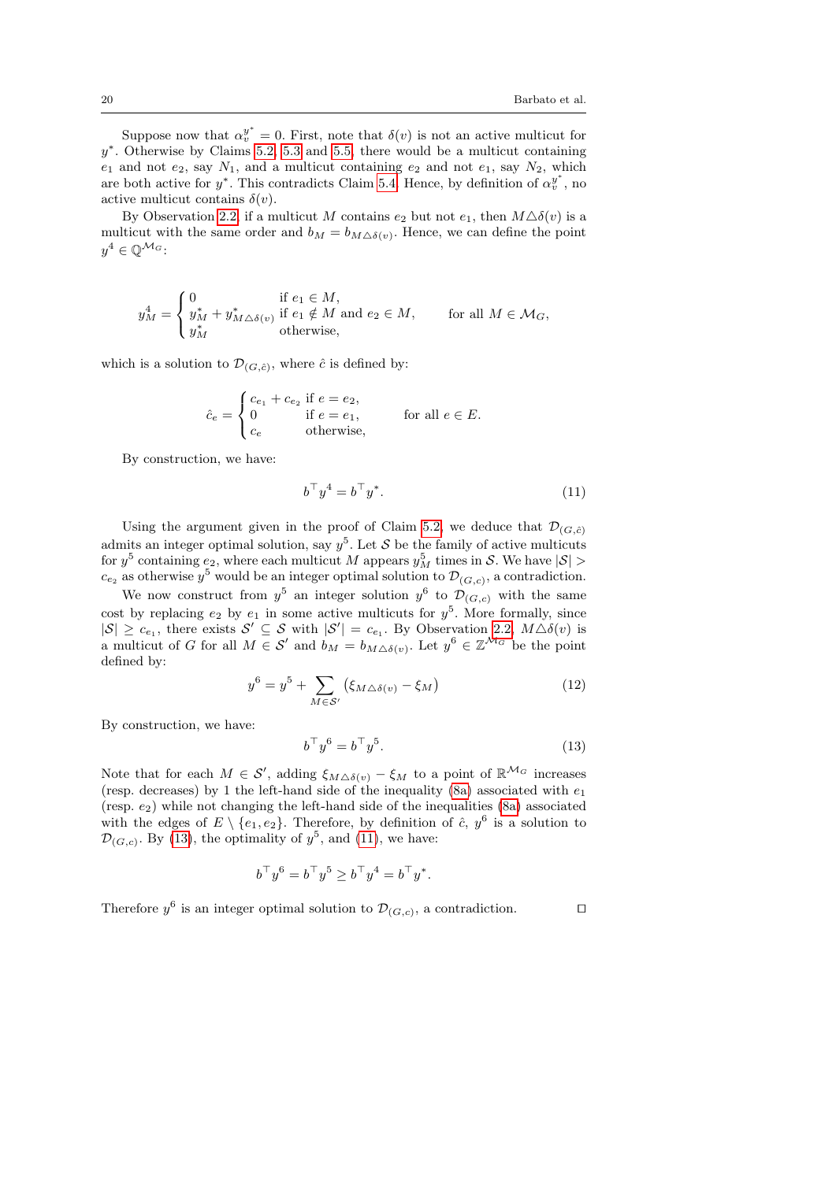Suppose now that $\alpha_v^{y^*} = 0$. First, note that $\delta(v)$ is not an active multicut for $y^*$. Otherwise by Claims 5.2, 5.3 and 5.5, there would be a multicut containing $e_1$ and not $e_2$, say $N_1$, and a multicut containing $e_2$ and not $e_1$, say $N_2$, which are both active for $y^*$. This contradicts Claim 5.4. Hence, by definition of $\alpha_v^{y^*}$, no active multicut contains $\delta(v)$.

By Observation 2.2, if a multicut $M$ contains $e_2$ but not $e_1$, then $M \triangle \delta(v)$ is a multicut with the same order and $b_M = b_{M \triangle \delta(v)}$. Hence, we can define the point $y^4 \in \mathbb{Q}^{\mathcal{M}_G}$:

$$
y^4_M = \begin{cases} 0 & \text{if } e_1 \in M, \\ y^*_M + y^*_{M \triangle \delta(v)} & \text{if } e_1 \notin M \text{ and } e_2 \in M, \\ y^*_M & \text{otherwise,} \end{cases} \qquad \text{for all } M \in \mathcal{M}_G,
$$

which is a solution to $\mathcal{D}_{(G,\hat{c})}$, where $\hat{c}$ is defined by:

$$
\hat{c}_e = \begin{cases} c_{e_1} + c_{e_2} & \text{if } e = e_2, \\ 0 & \text{if } e = e_1, \\ c_e & \text{otherwise,} \end{cases} \qquad \text{for all } e \in E.
$$

By construction, we have:

$$
b^\top y^4 = b^\top y^*. \tag{11}
$$

Using the argument given in the proof of Claim 5.2, we deduce that $\mathcal{D}_{(G,\hat{c})}$ admits an integer optimal solution, say $y^5$. Let $\mathcal{S}$ be the family of active multicuts for $y^5$ containing $e_2$, where each multicut $M$ appears $y^5_M$ times in $\mathcal{S}$. We have $|\mathcal{S}| > c_{e_2}$ as otherwise $y^5$ would be an integer optimal solution to $\mathcal{D}_{(G,c)}$, a contradiction.

We now construct from $y^5$ an integer solution $y^6$ to $\mathcal{D}_{(G,c)}$ with the same cost by replacing $e_2$ by $e_1$ in some active multicuts for $y^5$. More formally, since $|\mathcal{S}| \geq c_{e_1}$, there exists $\mathcal{S}' \subseteq \mathcal{S}$ with $|\mathcal{S}'| = c_{e_1}$. By Observation 2.2, $M \triangle \delta(v)$ is a multicut of $G$ for all $M \in \mathcal{S}'$ and $b_M = b_{M \triangle \delta(v)}$. Let $y^6 \in \mathbb{Z}^{\mathcal{M}_G}$ be the point defined by:

$$
y^6 = y^5 + \sum_{M \in \mathcal{S}'} \left( \xi_{M \triangle \delta(v)} - \xi_M \right) \tag{12}
$$

By construction, we have:

$$
b^\top y^6 = b^\top y^5. \tag{13}
$$

Note that for each $M \in \mathcal{S}'$, adding $\xi_{M \triangle \delta(v)} - \xi_M$ to a point of $\mathbb{R}^{\mathcal{M}_G}$ increases (resp. decreases) by 1 the left-hand side of the inequality (8a) associated with $e_1$ (resp. $e_2$) while not changing the left-hand side of the inequalities (8a) associated with the edges of $E \setminus \{e_1, e_2\}$. Therefore, by definition of $\hat{c}$, $y^6$ is a solution to $\mathcal{D}_{(G,c)}$. By (13), the optimality of $y^5$, and (11), we have:

$$
b^\top y^6 = b^\top y^5 \geq b^\top y^4 = b^\top y^*.
$$

Therefore $y^6$ is an integer optimal solution to $\mathcal{D}_{(G,c)}$, a contradiction. $\square$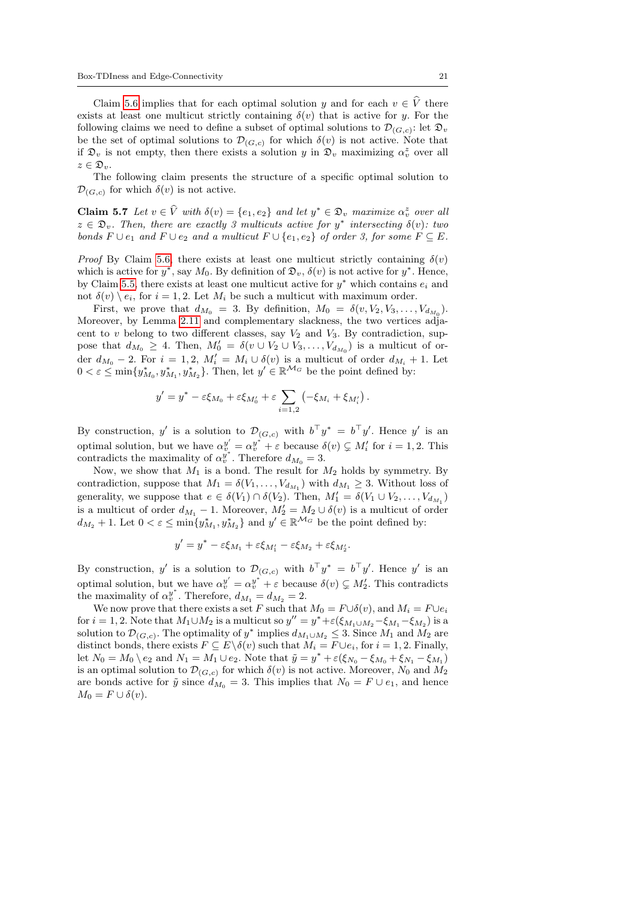Claim 5.6 implies that for each optimal solution $y$ and for each $v \in \widehat{V}$ there exists at least one multicut strictly containing $\delta(v)$ that is active for $y$. For the following claims we need to define a subset of optimal solutions to $\mathcal{D}_{(G,c)}$: let $\mathfrak{D}_v$ be the set of optimal solutions to $\mathcal{D}_{(G,c)}$ for which $\delta(v)$ is not active. Note that if $\mathfrak{D}_v$ is not empty, then there exists a solution $y$ in $\mathfrak{D}_v$ maximizing $\alpha_v^z$ over all $z \in \mathfrak{D}_v$.

The following claim presents the structure of a specific optimal solution to $\mathcal{D}_{(G,c)}$ for which $\delta(v)$ is not active.

**Claim 5.7** *Let $v \in \widehat{V}$ with $\delta(v) = \{e_1, e_2\}$ and let $y^* \in \mathfrak{D}_v$ maximize $\alpha_v^z$ over all $z \in \mathfrak{D}_v$. Then, there are exactly 3 multicuts active for $y^*$ intersecting $\delta(v)$: two bonds $F \cup e_1$ and $F \cup e_2$ and a multicut $F \cup \{e_1, e_2\}$ of order 3, for some $F \subseteq E$.*

*Proof* By Claim 5.6, there exists at least one multicut strictly containing $\delta(v)$ which is active for $y^*$, say $M_0$. By definition of $\mathfrak{D}_v$, $\delta(v)$ is not active for $y^*$. Hence, by Claim 5.5, there exists at least one multicut active for $y^*$ which contains $e_i$ and not $\delta(v) \setminus e_i$, for $i = 1, 2$. Let $M_i$ be such a multicut with maximum order.

First, we prove that $d_{M_0} = 3$. By definition, $M_0 = \delta(v, V_2, V_3, \ldots, V_{d_{M_0}})$. Moreover, by Lemma 2.11 and complementary slackness, the two vertices adjacent to $v$ belong to two different classes, say $V_2$ and $V_3$. By contradiction, suppose that $d_{M_0} \geq 4$. Then, $M_0' = \delta(v \cup V_2 \cup V_3, \ldots, V_{d_{M_0}})$ is a multicut of order $d_{M_0} - 2$. For $i = 1, 2$, $M_i' = M_i \cup \delta(v)$ is a multicut of order $d_{M_i} + 1$. Let $0 < \varepsilon \leq \min\{y^*_{M_0}, y^*_{M_1}, y^*_{M_2}\}$. Then, let $y' \in \mathbb{R}^{\mathcal{M}_G}$ be the point defined by:

$$y' = y^* - \varepsilon \xi_{M_0} + \varepsilon \xi_{M_0'} + \varepsilon \sum_{i=1,2} \left(-\xi_{M_i} + \xi_{M_i'}\right).$$

By construction, $y'$ is a solution to $\mathcal{D}_{(G,c)}$ with $b^\top y^* = b^\top y'$. Hence $y'$ is an optimal solution, but we have $\alpha_v^{y'} = \alpha_v^{y^*} + \varepsilon$ because $\delta(v) \subsetneq M_i'$ for $i = 1, 2$. This contradicts the maximality of $\alpha_v^{y^*}$. Therefore $d_{M_0} = 3$.

Now, we show that $M_1$ is a bond. The result for $M_2$ holds by symmetry. By contradiction, suppose that $M_1 = \delta(V_1, \ldots, V_{d_{M_1}})$ with $d_{M_1} \geq 3$. Without loss of generality, we suppose that $e \in \delta(V_1) \cap \delta(V_2)$. Then, $M_1' = \delta(V_1 \cup V_2, \ldots, V_{d_{M_1}})$ is a multicut of order $d_{M_1} - 1$. Moreover, $M_2' = M_2 \cup \delta(v)$ is a multicut of order $d_{M_2} + 1$. Let $0 < \varepsilon \leq \min\{y^*_{M_1}, y^*_{M_2}\}$ and $y' \in \mathbb{R}^{\mathcal{M}_G}$ be the point defined by:

$$y' = y^* - \varepsilon \xi_{M_1} + \varepsilon \xi_{M_1'} - \varepsilon \xi_{M_2} + \varepsilon \xi_{M_2'}.$$

By construction, $y'$ is a solution to $\mathcal{D}_{(G,c)}$ with $b^\top y^* = b^\top y'$. Hence $y'$ is an optimal solution, but we have $\alpha_v^{y'} = \alpha_v^{y^*} + \varepsilon$ because $\delta(v) \subsetneq M_2'$. This contradicts the maximality of $\alpha_v^{y^*}$. Therefore, $d_{M_1} = d_{M_2} = 2$.

We now prove that there exists a set $F$ such that $M_0 = F \cup \delta(v)$, and $M_i = F \cup e_i$ for $i = 1, 2$. Note that $M_1 \cup M_2$ is a multicut so $y'' = y^* + \varepsilon(\xi_{M_1 \cup M_2} - \xi_{M_1} - \xi_{M_2})$ is a solution to $\mathcal{D}_{(G,c)}$. The optimality of $y^*$ implies $d_{M_1 \cup M_2} \leq 3$. Since $M_1$ and $M_2$ are distinct bonds, there exists $F \subseteq E \setminus \delta(v)$ such that $M_i = F \cup e_i$, for $i = 1, 2$. Finally, let $N_0 = M_0 \setminus e_2$ and $N_1 = M_1 \cup e_2$. Note that $\tilde{y} = y^* + \varepsilon(\xi_{N_0} - \xi_{M_0} + \xi_{N_1} - \xi_{M_1})$ is an optimal solution to $\mathcal{D}_{(G,c)}$ for which $\delta(v)$ is not active. Moreover, $N_0$ and $M_2$ are bonds active for $\tilde{y}$ since $d_{M_0} = 3$. This implies that $N_0 = F \cup e_1$, and hence $M_0 = F \cup \delta(v)$.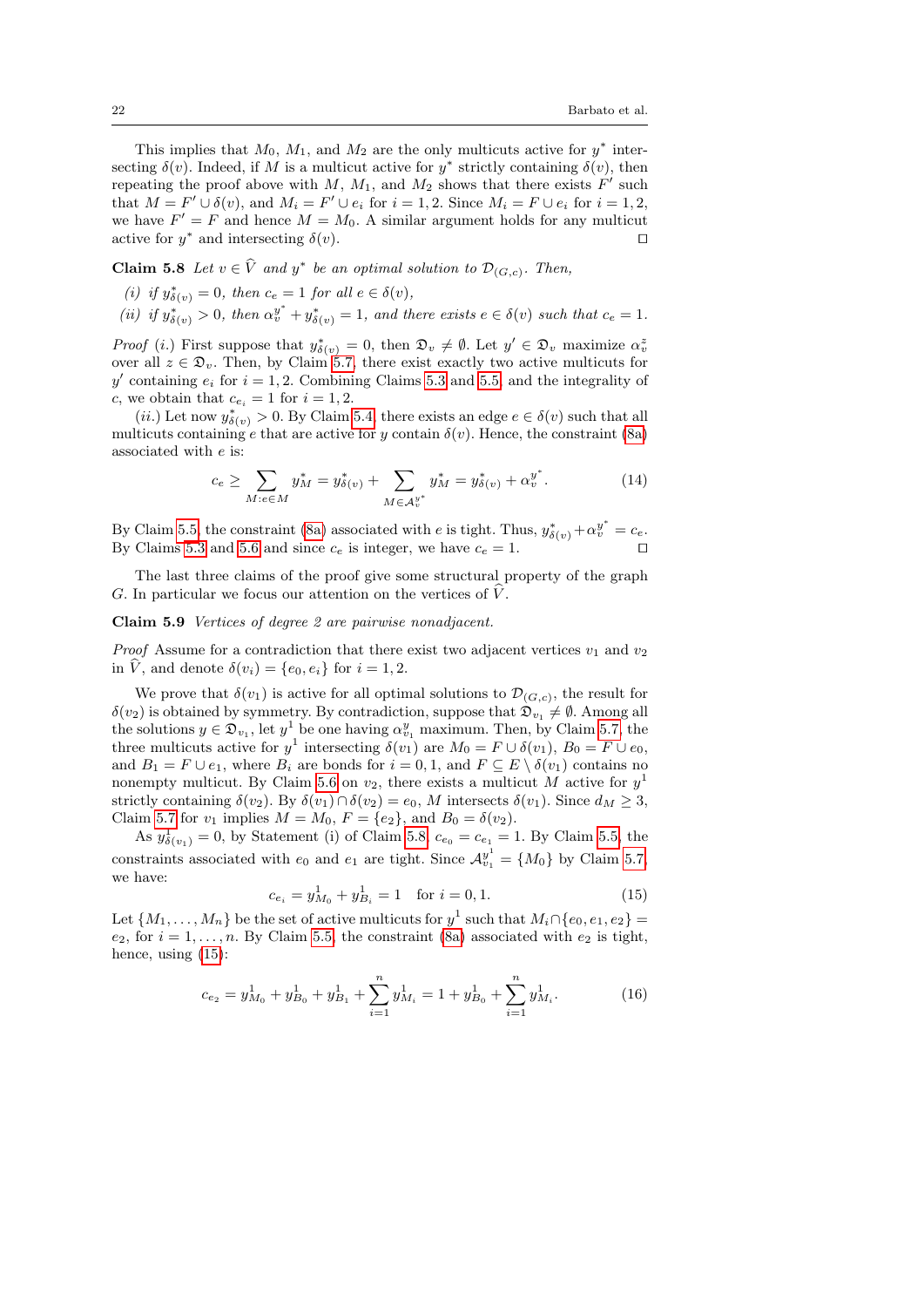This implies that $M_0$, $M_1$, and $M_2$ are the only multicuts active for $y^*$ intersecting $\delta(v)$. Indeed, if $M$ is a multicut active for $y^*$ strictly containing $\delta(v)$, then repeating the proof above with $M$, $M_1$, and $M_2$ shows that there exists $F'$ such that $M = F' \cup \delta(v)$, and $M_i = F' \cup e_i$ for $i = 1, 2$. Since $M_i = F \cup e_i$ for $i = 1, 2$, we have $F' = F$ and hence $M = M_0$. A similar argument holds for any multicut active for $y^*$ and intersecting $\delta(v)$. □

**Claim 5.8** *Let $v \in \widehat{V}$ and $y^*$ be an optimal solution to $\mathcal{D}_{(G,c)}$. Then,*

*(i) if $y^*_{\delta(v)} = 0$, then $c_e = 1$ for all $e \in \delta(v)$,*

*(ii) if $y^*_{\delta(v)} > 0$, then $\alpha_v^{y^*} + y^*_{\delta(v)} = 1$, and there exists $e \in \delta(v)$ such that $c_e = 1$.*

*Proof* (*i.*) First suppose that $y^*_{\delta(v)} = 0$, then $\mathfrak{D}_v \neq \emptyset$. Let $y' \in \mathfrak{D}_v$ maximize $\alpha_v^z$ over all $z \in \mathfrak{D}_v$. Then, by Claim 5.7, there exist exactly two active multicuts for $y'$ containing $e_i$ for $i = 1, 2$. Combining Claims 5.3 and 5.5, and the integrality of $c$, we obtain that $c_{e_i} = 1$ for $i = 1, 2$.

(*ii.*) Let now $y^*_{\delta(v)} > 0$. By Claim 5.4, there exists an edge $e \in \delta(v)$ such that all multicuts containing $e$ that are active for $y$ contain $\delta(v)$. Hence, the constraint (8a) associated with $e$ is:

$$c_e \geq \sum_{M : e \in M} y^*_M = y^*_{\delta(v)} + \sum_{M \in \mathcal{A}_v^{y^*}} y^*_M = y^*_{\delta(v)} + \alpha_v^{y^*}. \tag{14}$$

By Claim 5.5, the constraint (8a) associated with $e$ is tight. Thus, $y^*_{\delta(v)} + \alpha_v^{y^*} = c_e$. By Claims 5.3 and 5.6 and since $c_e$ is integer, we have $c_e = 1$. □

The last three claims of the proof give some structural property of the graph $G$. In particular we focus our attention on the vertices of $\widehat{V}$.

**Claim 5.9** *Vertices of degree 2 are pairwise nonadjacent.*

*Proof* Assume for a contradiction that there exist two adjacent vertices $v_1$ and $v_2$ in $\widehat{V}$, and denote $\delta(v_i) = \{e_0, e_i\}$ for $i = 1, 2$.

We prove that $\delta(v_1)$ is active for all optimal solutions to $\mathcal{D}_{(G,c)}$, the result for $\delta(v_2)$ is obtained by symmetry. By contradiction, suppose that $\mathfrak{D}_{v_1} \neq \emptyset$. Among all the solutions $y \in \mathfrak{D}_{v_1}$, let $y^1$ be one having $\alpha_{v_1}^y$ maximum. Then, by Claim 5.7, the three multicuts active for $y^1$ intersecting $\delta(v_1)$ are $M_0 = F \cup \delta(v_1)$, $B_0 = F \cup e_0$, and $B_1 = F \cup e_1$, where $B_i$ are bonds for $i = 0, 1$, and $F \subseteq E \setminus \delta(v_1)$ contains no nonempty multicut. By Claim 5.6 on $v_2$, there exists a multicut $M$ active for $y^1$ strictly containing $\delta(v_2)$. By $\delta(v_1) \cap \delta(v_2) = e_0$, $M$ intersects $\delta(v_1)$. Since $d_M \geq 3$, Claim 5.7 for $v_1$ implies $M = M_0$, $F = \{e_2\}$, and $B_0 = \delta(v_2)$.

As $y^1_{\delta(v_1)} = 0$, by Statement (i) of Claim 5.8, $c_{e_0} = c_{e_1} = 1$. By Claim 5.5, the constraints associated with $e_0$ and $e_1$ are tight. Since $\mathcal{A}_{v_1}^{y^1} = \{M_0\}$ by Claim 5.7, we have:

$$c_{e_i} = y^1_{M_0} + y^1_{B_i} = 1 \quad \text{for } i = 0, 1. \tag{15}$$

Let $\{M_1, \ldots, M_n\}$ be the set of active multicuts for $y^1$ such that $M_i \cap \{e_0, e_1, e_2\} = e_2$, for $i = 1, \ldots, n$. By Claim 5.5, the constraint (8a) associated with $e_2$ is tight, hence, using (15):

$$c_{e_2} = y^1_{M_0} + y^1_{B_0} + y^1_{B_1} + \sum_{i=1}^{n} y^1_{M_i} = 1 + y^1_{B_0} + \sum_{i=1}^{n} y^1_{M_i}. \tag{16}$$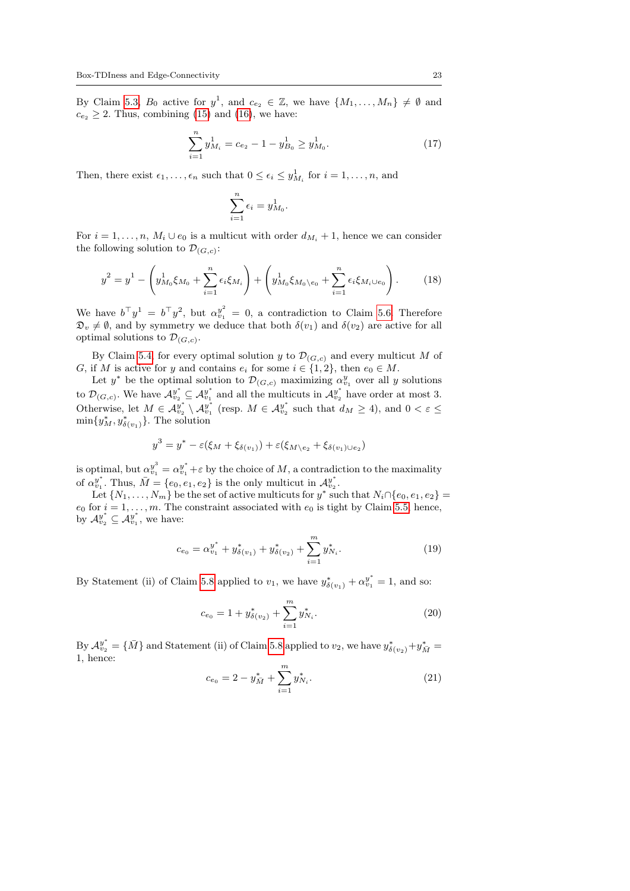By Claim 5.3, $B_0$ active for $y^1$, and $c_{e_2} \in \mathbb{Z}$, we have $\{M_1, \ldots, M_n\} \neq \emptyset$ and $c_{e_2} \geq 2$. Thus, combining (15) and (16), we have:

$$\sum_{i=1}^{n} y^1_{M_i} = c_{e_2} - 1 - y^1_{B_0} \geq y^1_{M_0}. \tag{17}$$

Then, there exist $\epsilon_1, \ldots, \epsilon_n$ such that $0 \leq \epsilon_i \leq y^1_{M_i}$ for $i = 1, \ldots, n$, and

$$\sum_{i=1}^{n} \epsilon_i = y^1_{M_0}.$$

For $i = 1, \ldots, n$, $M_i \cup e_0$ is a multicut with order $d_{M_i} + 1$, hence we can consider the following solution to $\mathcal{D}_{(G,c)}$:

$$y^2 = y^1 - \left( y^1_{M_0} \xi_{M_0} + \sum_{i=1}^{n} \epsilon_i \xi_{M_i} \right) + \left( y^1_{M_0} \xi_{M_0 \setminus e_0} + \sum_{i=1}^{n} \epsilon_i \xi_{M_i \cup e_0} \right). \tag{18}$$

We have $b^\top y^1 = b^\top y^2$, but $\alpha^{y^2}_{v_1} = 0$, a contradiction to Claim 5.6. Therefore $\mathfrak{D}_v \neq \emptyset$, and by symmetry we deduce that both $\delta(v_1)$ and $\delta(v_2)$ are active for all optimal solutions to $\mathcal{D}_{(G,c)}$.

By Claim 5.4, for every optimal solution $y$ to $\mathcal{D}_{(G,c)}$ and every multicut $M$ of $G$, if $M$ is active for $y$ and contains $e_i$ for some $i \in \{1, 2\}$, then $e_0 \in M$.

Let $y^*$ be the optimal solution to $\mathcal{D}_{(G,c)}$ maximizing $\alpha^y_{v_1}$ over all $y$ solutions to $\mathcal{D}_{(G,c)}$. We have $\mathcal{A}^{y^*}_{v_2} \subseteq \mathcal{A}^{y^*}_{v_1}$ and all the multicuts in $\mathcal{A}^{y^*}_{v_2}$ have order at most 3. Otherwise, let $M \in \mathcal{A}^{y^*}_{v_2} \setminus \mathcal{A}^{y^*}_{v_1}$ (resp. $M \in \mathcal{A}^{y^*}_{v_2}$ such that $d_M \geq 4$), and $0 < \varepsilon \leq \min\{y^*_M, y^*_{\delta(v_1)}\}$. The solution

$$y^3 = y^* - \varepsilon(\xi_M + \xi_{\delta(v_1)}) + \varepsilon(\xi_{M \setminus e_2} + \xi_{\delta(v_1) \cup e_2})$$

is optimal, but $\alpha^{y^3}_{v_1} = \alpha^{y^*}_{v_1} + \varepsilon$ by the choice of $M$, a contradiction to the maximality of $\alpha^{y^*}_{v_1}$. Thus, $\bar{M} = \{e_0, e_1, e_2\}$ is the only multicut in $\mathcal{A}^{y^*}_{v_2}$.

Let $\{N_1, \ldots, N_m\}$ be the set of active multicuts for $y^*$ such that $N_i \cap \{e_0, e_1, e_2\} = e_0$ for $i = 1, \ldots, m$. The constraint associated with $e_0$ is tight by Claim 5.5, hence, by $\mathcal{A}^{y^*}_{v_2} \subseteq \mathcal{A}^{y^*}_{v_1}$, we have:

$$c_{e_0} = \alpha^{y^*}_{v_1} + y^*_{\delta(v_1)} + y^*_{\delta(v_2)} + \sum_{i=1}^{m} y^*_{N_i}. \tag{19}$$

By Statement (ii) of Claim 5.8 applied to $v_1$, we have $y^*_{\delta(v_1)} + \alpha^{y^*}_{v_1} = 1$, and so:

$$c_{e_0} = 1 + y^*_{\delta(v_2)} + \sum_{i=1}^{m} y^*_{N_i}. \tag{20}$$

By $\mathcal{A}^{y^*}_{v_2} = \{\bar{M}\}$ and Statement (ii) of Claim 5.8 applied to $v_2$, we have $y^*_{\delta(v_2)} + y^*_{\bar{M}} = 1$, hence:

$$c_{e_0} = 2 - y^*_{\bar{M}} + \sum_{i=1}^{m} y^*_{N_i}. \tag{21}$$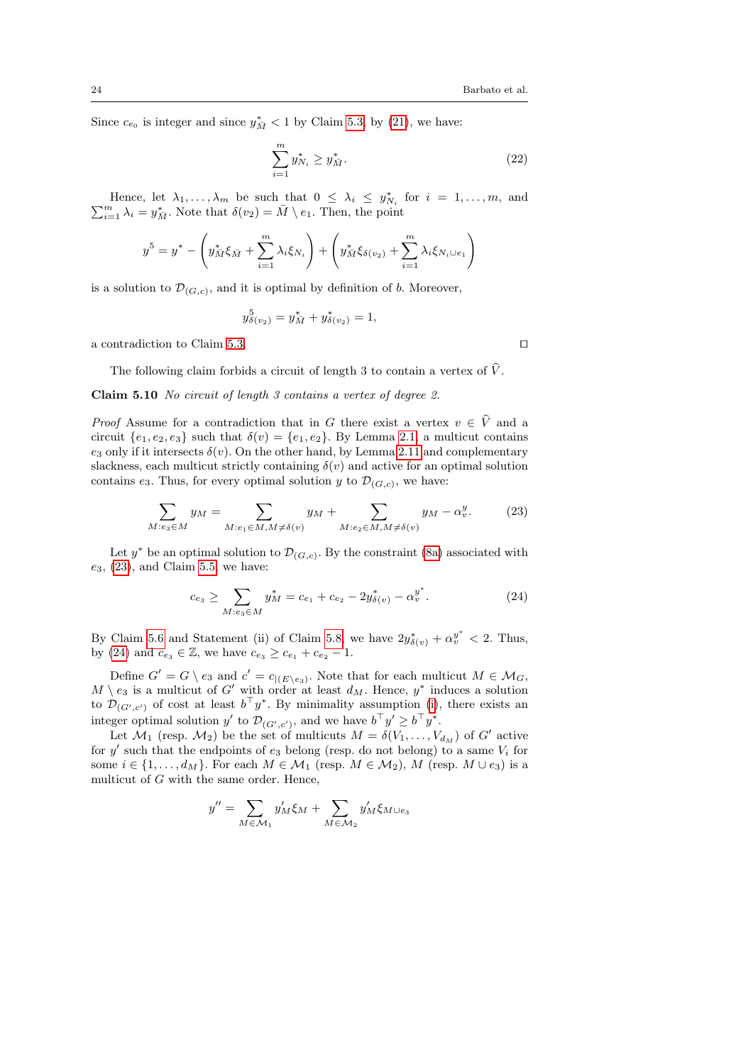Since $c_{e_0}$ is integer and since $y^*_{\bar{M}} < 1$ by Claim 5.3, by (21), we have:

$$\sum_{i=1}^{m} y^*_{N_i} \geq y^*_{\bar{M}}. \tag{22}$$

Hence, let $\lambda_1, \ldots, \lambda_m$ be such that $0 \leq \lambda_i \leq y^*_{N_i}$ for $i = 1, \ldots, m$, and $\sum_{i=1}^m \lambda_i = y^*_{\bar{M}}$. Note that $\delta(v_2) = \bar{M} \setminus e_1$. Then, the point

$$y^5 = y^* - \left( y^*_{\bar{M}} \xi_{\bar{M}} + \sum_{i=1}^{m} \lambda_i \xi_{N_i} \right) + \left( y^*_{\bar{M}} \xi_{\delta(v_2)} + \sum_{i=1}^{m} \lambda_i \xi_{N_i \cup e_1} \right)$$

is a solution to $\mathcal{D}_{(G,c)}$, and it is optimal by definition of $b$. Moreover,

$$y^5_{\delta(v_2)} = y^*_{\bar{M}} + y^*_{\delta(v_2)} = 1,$$

a contradiction to Claim 5.3. □

The following claim forbids a circuit of length 3 to contain a vertex of $\widehat{V}$.

**Claim 5.10** *No circuit of length 3 contains a vertex of degree 2.*

*Proof* Assume for a contradiction that in $G$ there exist a vertex $v \in \widehat{V}$ and a circuit $\{e_1, e_2, e_3\}$ such that $\delta(v) = \{e_1, e_2\}$. By Lemma 2.1, a multicut contains $e_3$ only if it intersects $\delta(v)$. On the other hand, by Lemma 2.11 and complementary slackness, each multicut strictly containing $\delta(v)$ and active for an optimal solution contains $e_3$. Thus, for every optimal solution $y$ to $\mathcal{D}_{(G,c)}$, we have:

$$\sum_{M: e_3 \in M} y_M = \sum_{M: e_1 \in M, M \neq \delta(v)} y_M + \sum_{M: e_2 \in M, M \neq \delta(v)} y_M - \alpha^y_v. \tag{23}$$

Let $y^*$ be an optimal solution to $\mathcal{D}_{(G,c)}$. By the constraint (8a) associated with $e_3$, (23), and Claim 5.5, we have:

$$c_{e_3} \geq \sum_{M: e_3 \in M} y^*_M = c_{e_1} + c_{e_2} - 2y^*_{\delta(v)} - \alpha^{y^*}_v. \tag{24}$$

By Claim 5.6 and Statement (ii) of Claim 5.8, we have $2y^*_{\delta(v)} + \alpha^{y^*}_v < 2$. Thus, by (24) and $c_{e_3} \in \mathbb{Z}$, we have $c_{e_3} \geq c_{e_1} + c_{e_2} - 1$.

Define $G' = G \setminus e_3$ and $c' = c_{|(E \setminus e_3)}$. Note that for each multicut $M \in \mathcal{M}_G$, $M \setminus e_3$ is a multicut of $G'$ with order at least $d_M$. Hence, $y^*$ induces a solution to $\mathcal{D}_{(G',c')}$ of cost at least $b^\top y^*$. By minimality assumption (i), there exists an integer optimal solution $y'$ to $\mathcal{D}_{(G',c')}$, and we have $b^\top y' \geq b^\top y^*$.

Let $\mathcal{M}_1$ (resp. $\mathcal{M}_2$) be the set of multicuts $M = \delta(V_1, \ldots, V_{d_M})$ of $G'$ active for $y'$ such that the endpoints of $e_3$ belong (resp. do not belong) to a same $V_i$ for some $i \in \{1, \ldots, d_M\}$. For each $M \in \mathcal{M}_1$ (resp. $M \in \mathcal{M}_2$), $M$ (resp. $M \cup e_3$) is a multicut of $G$ with the same order. Hence,

$$y'' = \sum_{M \in \mathcal{M}_1} y'_M \xi_M + \sum_{M \in \mathcal{M}_2} y'_M \xi_{M \cup e_3}$$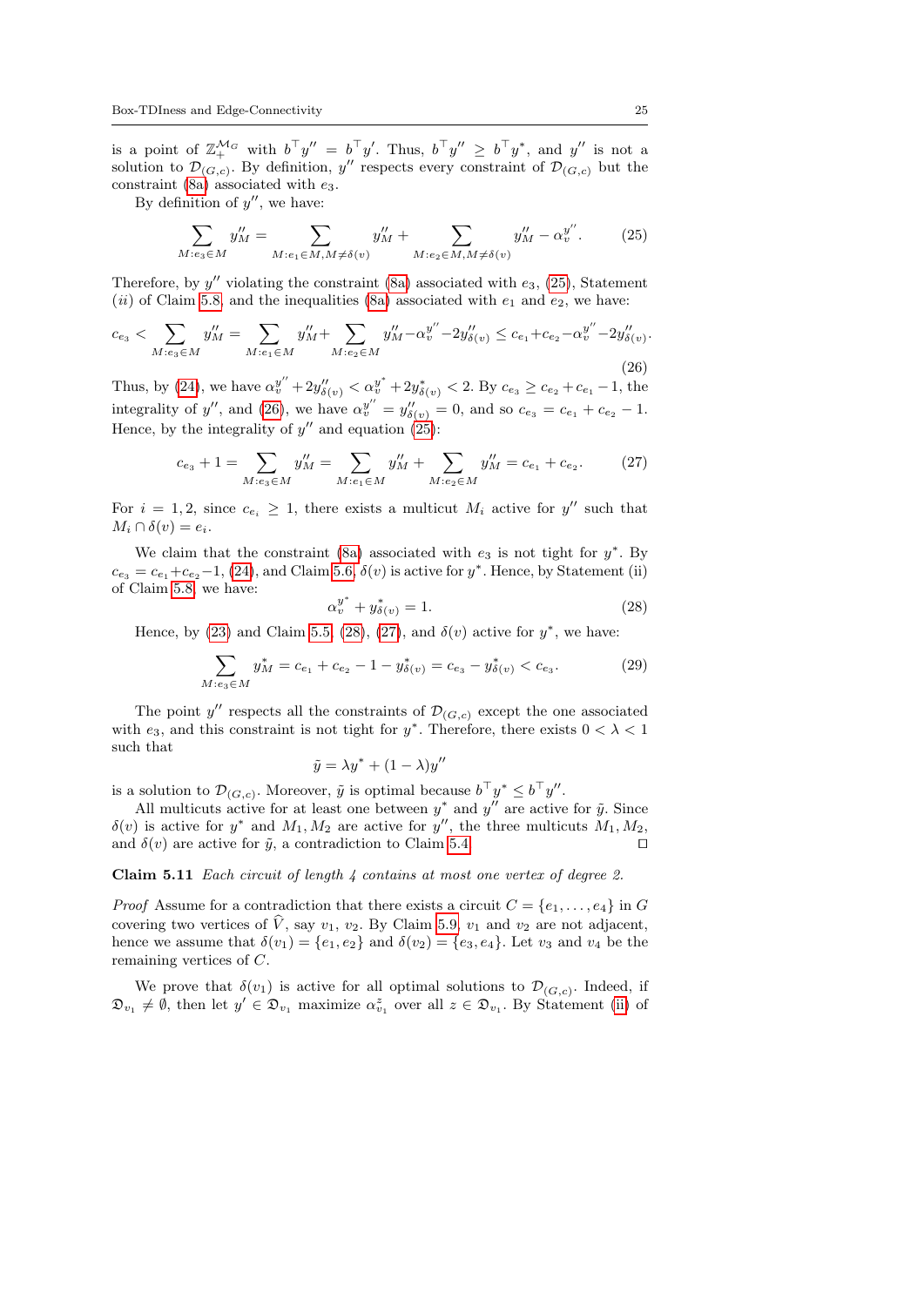is a point of $\mathbb{Z}_+^{\mathcal{M}_G}$ with $b^\top y'' = b^\top y'$. Thus, $b^\top y'' \geq b^\top y^*$, and $y''$ is not a solution to $\mathcal{D}_{(G,c)}$. By definition, $y''$ respects every constraint of $\mathcal{D}_{(G,c)}$ but the constraint (8a) associated with $e_3$.

By definition of $y''$, we have:

$$\sum_{M: e_3 \in M} y''_M = \sum_{M: e_1 \in M, M \neq \delta(v)} y''_M + \sum_{M: e_2 \in M, M \neq \delta(v)} y''_M - \alpha_v^{y''}. \tag{25}$$

Therefore, by $y''$ violating the constraint (8a) associated with $e_3$, (25), Statement $(ii)$ of Claim 5.8, and the inequalities (8a) associated with $e_1$ and $e_2$, we have:

$$c_{e_3} < \sum_{M: e_3 \in M} y''_M = \sum_{M: e_1 \in M} y''_M + \sum_{M: e_2 \in M} y''_M - \alpha_v^{y''} - 2y''_{\delta(v)} \leq c_{e_1} + c_{e_2} - \alpha_v^{y''} - 2y''_{\delta(v)}. \tag{26}$$

Thus, by (24), we have $\alpha_v^{y''} + 2y''_{\delta(v)} < \alpha_v^{y^*} + 2y^*_{\delta(v)} < 2$. By $c_{e_3} \geq c_{e_2} + c_{e_1} - 1$, the integrality of $y''$, and (26), we have $\alpha_v^{y''} = y''_{\delta(v)} = 0$, and so $c_{e_3} = c_{e_1} + c_{e_2} - 1$. Hence, by the integrality of $y''$ and equation (25):

$$c_{e_3} + 1 = \sum_{M: e_3 \in M} y''_M = \sum_{M: e_1 \in M} y''_M + \sum_{M: e_2 \in M} y''_M = c_{e_1} + c_{e_2}. \tag{27}$$

For $i = 1, 2$, since $c_{e_i} \geq 1$, there exists a multicut $M_i$ active for $y''$ such that $M_i \cap \delta(v) = e_i$.

We claim that the constraint (8a) associated with $e_3$ is not tight for $y^*$. By $c_{e_3} = c_{e_1} + c_{e_2} - 1$, (24), and Claim 5.6, $\delta(v)$ is active for $y^*$. Hence, by Statement (ii) of Claim 5.8, we have:

$$\alpha_v^{y^*} + y^*_{\delta(v)} = 1. \tag{28}$$

Hence, by (23) and Claim 5.5, (28), (27), and $\delta(v)$ active for $y^*$, we have:

$$\sum_{M: e_3 \in M} y^*_M = c_{e_1} + c_{e_2} - 1 - y^*_{\delta(v)} = c_{e_3} - y^*_{\delta(v)} < c_{e_3}. \tag{29}$$

The point $y''$ respects all the constraints of $\mathcal{D}_{(G,c)}$ except the one associated with $e_3$, and this constraint is not tight for $y^*$. Therefore, there exists $0 < \lambda < 1$ such that

$$\tilde{y} = \lambda y^* + (1 - \lambda) y''$$

is a solution to $\mathcal{D}_{(G,c)}$. Moreover, $\tilde{y}$ is optimal because $b^\top y^* \leq b^\top y''$.

All multicuts active for at least one between $y^*$ and $y''$ are active for $\tilde{y}$. Since $\delta(v)$ is active for $y^*$ and $M_1, M_2$ are active for $y''$, the three multicuts $M_1, M_2$, and $\delta(v)$ are active for $\tilde{y}$, a contradiction to Claim 5.4. $\square$

**Claim 5.11** *Each circuit of length 4 contains at most one vertex of degree 2.*

*Proof* Assume for a contradiction that there exists a circuit $C = \{e_1, \ldots, e_4\}$ in $G$ covering two vertices of $\widehat{V}$, say $v_1$, $v_2$. By Claim 5.9, $v_1$ and $v_2$ are not adjacent, hence we assume that $\delta(v_1) = \{e_1, e_2\}$ and $\delta(v_2) = \{e_3, e_4\}$. Let $v_3$ and $v_4$ be the remaining vertices of $C$.

We prove that $\delta(v_1)$ is active for all optimal solutions to $\mathcal{D}_{(G,c)}$. Indeed, if $\mathfrak{D}_{v_1} \neq \emptyset$, then let $y' \in \mathfrak{D}_{v_1}$ maximize $\alpha_{v_1}^z$ over all $z \in \mathfrak{D}_{v_1}$. By Statement (ii) of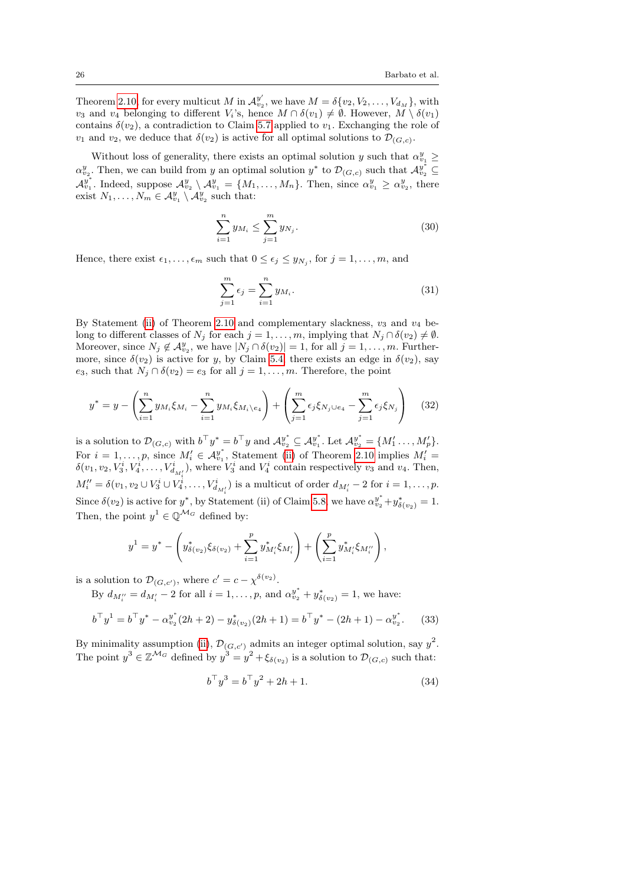Theorem 2.10, for every multicut $M$ in $\mathcal{A}^{y'}_{v_2}$, we have $M = \delta\{v_2, V_2, \ldots, V_{d_M}\}$, with $v_3$ and $v_4$ belonging to different $V_i$'s, hence $M \cap \delta(v_1) \neq \emptyset$. However, $M \setminus \delta(v_1)$ contains $\delta(v_2)$, a contradiction to Claim 5.7 applied to $v_1$. Exchanging the role of $v_1$ and $v_2$, we deduce that $\delta(v_2)$ is active for all optimal solutions to $\mathcal{D}_{(G,c)}$.

Without loss of generality, there exists an optimal solution $y$ such that $\alpha^y_{v_1} \geq \alpha^y_{v_2}$. Then, we can build from $y$ an optimal solution $y^*$ to $\mathcal{D}_{(G,c)}$ such that $\mathcal{A}^{y^*}_{v_2} \subseteq \mathcal{A}^{y^*}_{v_1}$. Indeed, suppose $\mathcal{A}^y_{v_2} \setminus \mathcal{A}^y_{v_1} = \{M_1, \ldots, M_n\}$. Then, since $\alpha^y_{v_1} \geq \alpha^y_{v_2}$, there exist $N_1, \ldots, N_m \in \mathcal{A}^y_{v_1} \setminus \mathcal{A}^y_{v_2}$ such that:

$$\sum_{i=1}^{n} y_{M_i} \leq \sum_{j=1}^{m} y_{N_j}. \tag{30}$$

Hence, there exist $\epsilon_1, \ldots, \epsilon_m$ such that $0 \leq \epsilon_j \leq y_{N_j}$, for $j = 1, \ldots, m$, and

$$\sum_{j=1}^{m} \epsilon_j = \sum_{i=1}^{n} y_{M_i}. \tag{31}$$

By Statement (ii) of Theorem 2.10 and complementary slackness, $v_3$ and $v_4$ belong to different classes of $N_j$ for each $j = 1, \ldots, m$, implying that $N_j \cap \delta(v_2) \neq \emptyset$. Moreover, since $N_j \notin \mathcal{A}^y_{v_2}$, we have $|N_j \cap \delta(v_2)| = 1$, for all $j = 1, \ldots, m$. Furthermore, since $\delta(v_2)$ is active for $y$, by Claim 5.4, there exists an edge in $\delta(v_2)$, say $e_3$, such that $N_j \cap \delta(v_2) = e_3$ for all $j = 1, \ldots, m$. Therefore, the point

$$y^* = y - \left(\sum_{i=1}^{n} y_{M_i}\xi_{M_i} - \sum_{i=1}^{n} y_{M_i}\xi_{M_i \setminus e_4}\right) + \left(\sum_{j=1}^{m} \epsilon_j \xi_{N_j \cup e_4} - \sum_{j=1}^{m} \epsilon_j \xi_{N_j}\right) \tag{32}$$

is a solution to $\mathcal{D}_{(G,c)}$ with $b^\top y^* = b^\top y$ and $\mathcal{A}^{y^*}_{v_2} \subseteq \mathcal{A}^{y^*}_{v_1}$. Let $\mathcal{A}^{y^*}_{v_2} = \{M'_1 \ldots, M'_p\}$. For $i = 1, \ldots, p$, since $M'_i \in \mathcal{A}^{y^*}_{v_1}$, Statement (ii) of Theorem 2.10 implies $M'_i = \delta(v_1, v_2, V^i_3, V^i_4, \ldots, V^i_{d_{M'_i}})$, where $V^i_3$ and $V^i_4$ contain respectively $v_3$ and $v_4$. Then, $M''_i = \delta(v_1, v_2 \cup V^i_3 \cup V^i_4, \ldots, V^i_{d_{M'_i}})$ is a multicut of order $d_{M'_i} - 2$ for $i = 1, \ldots, p$. Since $\delta(v_2)$ is active for $y^*$, by Statement (ii) of Claim 5.8, we have $\alpha^{y^*}_{v_2} + y^*_{\delta(v_2)} = 1$. Then, the point $y^1 \in \mathbb{Q}^{\mathcal{M}_G}$ defined by:

$$y^1 = y^* - \left(y^*_{\delta(v_2)}\xi_{\delta(v_2)} + \sum_{i=1}^{p} y^*_{M'_i}\xi_{M'_i}\right) + \left(\sum_{i=1}^{p} y^*_{M'_i}\xi_{M''_i}\right),$$

is a solution to $\mathcal{D}_{(G,c')}$, where $c' = c - \chi^{\delta(v_2)}$.

By $d_{M''_i} = d_{M'_i} - 2$ for all $i = 1, \ldots, p$, and $\alpha^{y^*}_{v_2} + y^*_{\delta(v_2)} = 1$, we have:

$$b^\top y^1 = b^\top y^* - \alpha^{y^*}_{v_2}(2h+2) - y^*_{\delta(v_2)}(2h+1) = b^\top y^* - (2h+1) - \alpha^{y^*}_{v_2}. \tag{33}$$

By minimality assumption (ii), $\mathcal{D}_{(G,c')}$ admits an integer optimal solution, say $y^2$. The point $y^3 \in \mathbb{Z}^{\mathcal{M}_G}$ defined by $y^3 = y^2 + \xi_{\delta(v_2)}$ is a solution to $\mathcal{D}_{(G,c)}$ such that:

$$b^\top y^3 = b^\top y^2 + 2h + 1. \tag{34}$$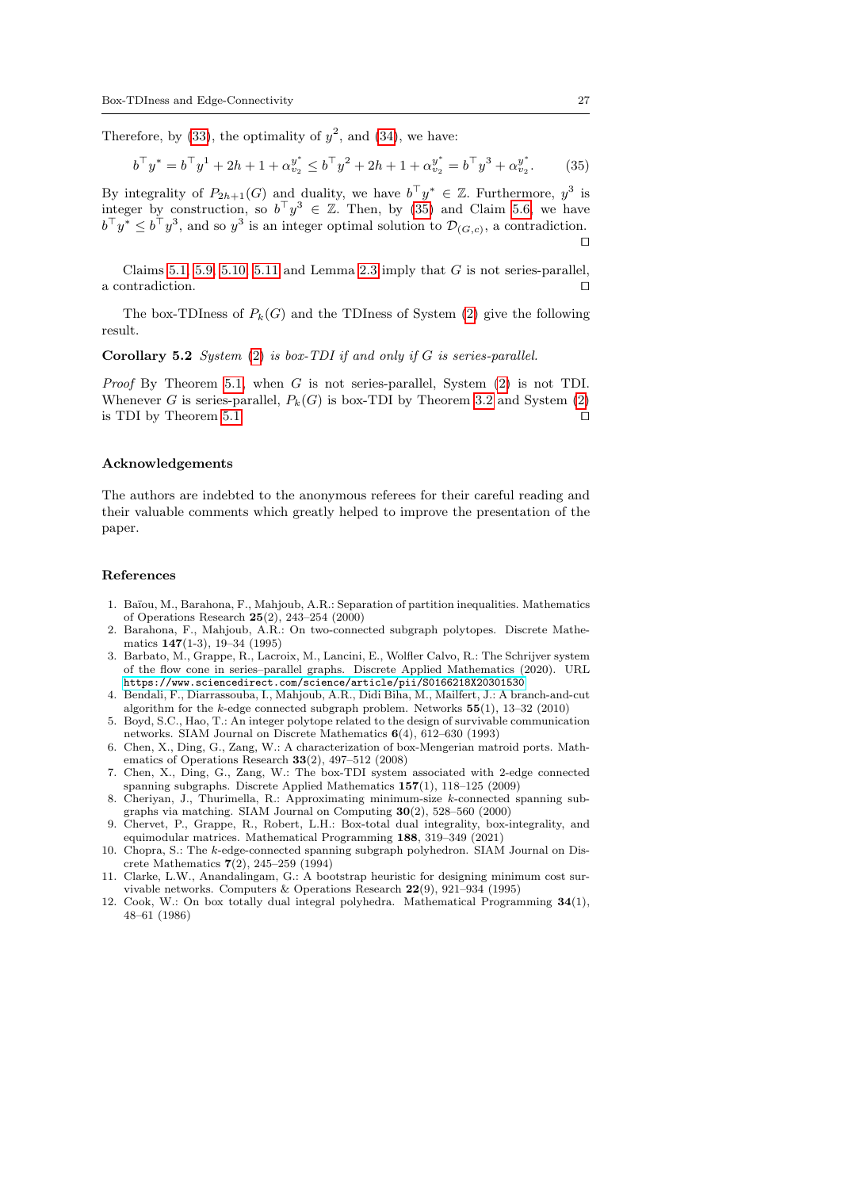Therefore, by (33), the optimality of $y^2$, and (34), we have:

$$b^\top y^* = b^\top y^1 + 2h + 1 + \alpha_{v_2}^{y^*} \leq b^\top y^2 + 2h + 1 + \alpha_{v_2}^{y^*} = b^\top y^3 + \alpha_{v_2}^{y^*}. \tag{35}$$

By integrality of $P_{2h+1}(G)$ and duality, we have $b^\top y^* \in \mathbb{Z}$. Furthermore, $y^3$ is integer by construction, so $b^\top y^3 \in \mathbb{Z}$. Then, by (35) and Claim 5.6, we have $b^\top y^* \leq b^\top y^3$, and so $y^3$ is an integer optimal solution to $\mathcal{D}_{(G,c)}$, a contradiction. □

Claims 5.1, 5.9, 5.10, 5.11 and Lemma 2.3 imply that $G$ is not series-parallel, a contradiction. □

The box-TDIness of $P_k(G)$ and the TDIness of System (2) give the following result.

**Corollary 5.2** *System (2) is box-TDI if and only if $G$ is series-parallel.*

*Proof* By Theorem 5.1, when $G$ is not series-parallel, System (2) is not TDI. Whenever $G$ is series-parallel, $P_k(G)$ is box-TDI by Theorem 3.2 and System (2) is TDI by Theorem 5.1. □

## Acknowledgements

The authors are indebted to the anonymous referees for their careful reading and their valuable comments which greatly helped to improve the presentation of the paper.

## References

1. Baïou, M., Barahona, F., Mahjoub, A.R.: Separation of partition inequalities. Mathematics of Operations Research **25**(2), 243–254 (2000)
2. Barahona, F., Mahjoub, A.R.: On two-connected subgraph polytopes. Discrete Mathematics **147**(1-3), 19–34 (1995)
3. Barbato, M., Grappe, R., Lacroix, M., Lancini, E., Wolfler Calvo, R.: The Schrijver system of the flow cone in series–parallel graphs. Discrete Applied Mathematics (2020). URL https://www.sciencedirect.com/science/article/pii/S0166218X20301530
4. Bendali, F., Diarrassouba, I., Mahjoub, A.R., Didi Biha, M., Mailfert, J.: A branch-and-cut algorithm for the $k$-edge connected subgraph problem. Networks **55**(1), 13–32 (2010)
5. Boyd, S.C., Hao, T.: An integer polytope related to the design of survivable communication networks. SIAM Journal on Discrete Mathematics **6**(4), 612–630 (1993)
6. Chen, X., Ding, G., Zang, W.: A characterization of box-Mengerian matroid ports. Mathematics of Operations Research **33**(2), 497–512 (2008)
7. Chen, X., Ding, G., Zang, W.: The box-TDI system associated with 2-edge connected spanning subgraphs. Discrete Applied Mathematics **157**(1), 118–125 (2009)
8. Cheriyan, J., Thurimella, R.: Approximating minimum-size $k$-connected spanning subgraphs via matching. SIAM Journal on Computing **30**(2), 528–560 (2000)
9. Chervet, P., Grappe, R., Robert, L.H.: Box-total dual integrality, box-integrality, and equimodular matrices. Mathematical Programming **188**, 319–349 (2021)
10. Chopra, S.: The $k$-edge-connected spanning subgraph polyhedron. SIAM Journal on Discrete Mathematics **7**(2), 245–259 (1994)
11. Clarke, L.W., Anandalingam, G.: A bootstrap heuristic for designing minimum cost survivable networks. Computers & Operations Research **22**(9), 921–934 (1995)
12. Cook, W.: On box totally dual integral polyhedra. Mathematical Programming **34**(1), 48–61 (1986)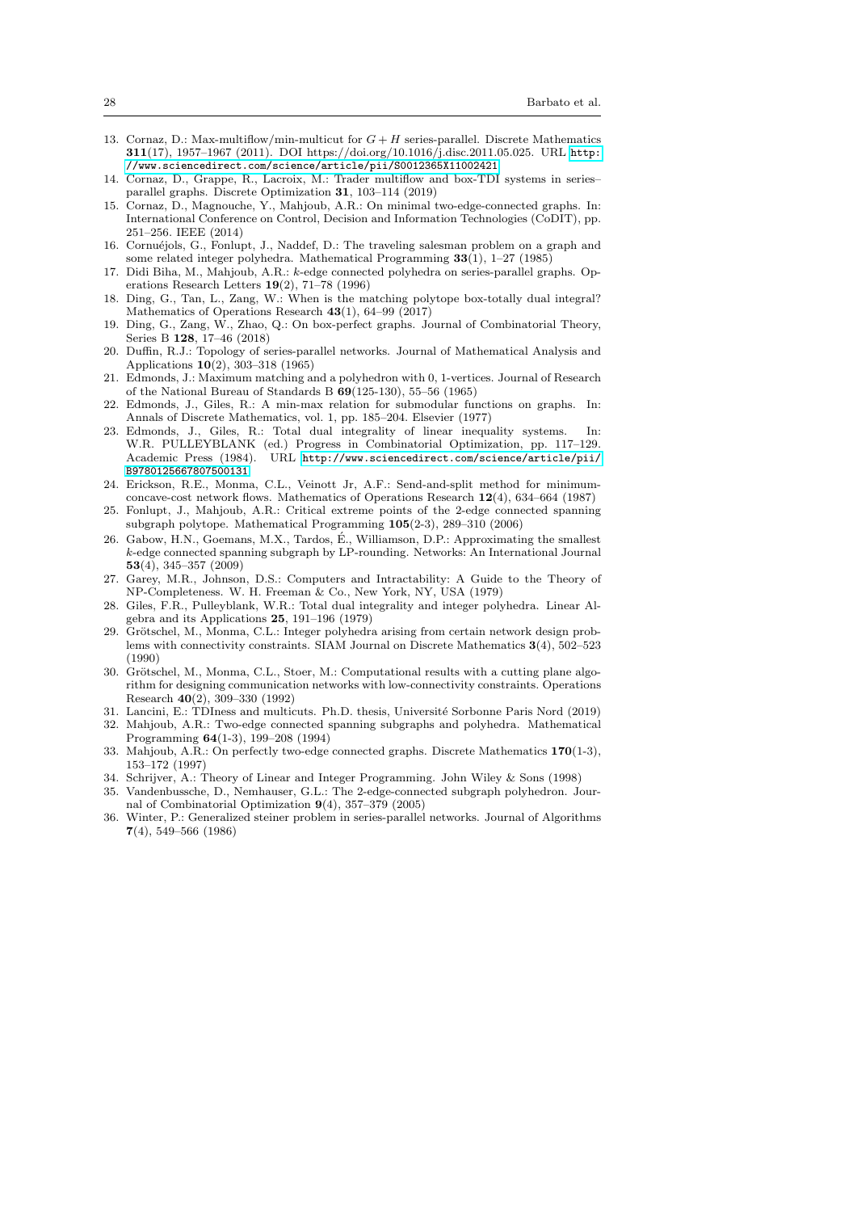13. Cornaz, D.: Max-multiflow/min-multicut for $G + H$ series-parallel. Discrete Mathematics **311**(17), 1957–1967 (2011). DOI https://doi.org/10.1016/j.disc.2011.05.025. URL http://www.sciencedirect.com/science/article/pii/S0012365X11002421
14. Cornaz, D., Grappe, R., Lacroix, M.: Trader multiflow and box-TDI systems in series–parallel graphs. Discrete Optimization **31**, 103–114 (2019)
15. Cornaz, D., Magnouche, Y., Mahjoub, A.R.: On minimal two-edge-connected graphs. In: International Conference on Control, Decision and Information Technologies (CoDIT), pp. 251–256. IEEE (2014)
16. Cornuéjols, G., Fonlupt, J., Naddef, D.: The traveling salesman problem on a graph and some related integer polyhedra. Mathematical Programming **33**(1), 1–27 (1985)
17. Didi Biha, M., Mahjoub, A.R.: $k$-edge connected polyhedra on series-parallel graphs. Operations Research Letters **19**(2), 71–78 (1996)
18. Ding, G., Tan, L., Zang, W.: When is the matching polytope box-totally dual integral? Mathematics of Operations Research **43**(1), 64–99 (2017)
19. Ding, G., Zang, W., Zhao, Q.: On box-perfect graphs. Journal of Combinatorial Theory, Series B **128**, 17–46 (2018)
20. Duffin, R.J.: Topology of series-parallel networks. Journal of Mathematical Analysis and Applications **10**(2), 303–318 (1965)
21. Edmonds, J.: Maximum matching and a polyhedron with 0, 1-vertices. Journal of Research of the National Bureau of Standards B **69**(125-130), 55–56 (1965)
22. Edmonds, J., Giles, R.: A min-max relation for submodular functions on graphs. In: Annals of Discrete Mathematics, vol. 1, pp. 185–204. Elsevier (1977)
23. Edmonds, J., Giles, R.: Total dual integrality of linear inequality systems. In: W.R. PULLEYBLANK (ed.) Progress in Combinatorial Optimization, pp. 117–129. Academic Press (1984). URL http://www.sciencedirect.com/science/article/pii/B9780125667807500131
24. Erickson, R.E., Monma, C.L., Veinott Jr, A.F.: Send-and-split method for minimum-concave-cost network flows. Mathematics of Operations Research **12**(4), 634–664 (1987)
25. Fonlupt, J., Mahjoub, A.R.: Critical extreme points of the 2-edge connected spanning subgraph polytope. Mathematical Programming **105**(2-3), 289–310 (2006)
26. Gabow, H.N., Goemans, M.X., Tardos, É., Williamson, D.P.: Approximating the smallest $k$-edge connected spanning subgraph by LP-rounding. Networks: An International Journal **53**(4), 345–357 (2009)
27. Garey, M.R., Johnson, D.S.: Computers and Intractability: A Guide to the Theory of NP-Completeness. W. H. Freeman & Co., New York, NY, USA (1979)
28. Giles, F.R., Pulleyblank, W.R.: Total dual integrality and integer polyhedra. Linear Algebra and its Applications **25**, 191–196 (1979)
29. Grötschel, M., Monma, C.L.: Integer polyhedra arising from certain network design problems with connectivity constraints. SIAM Journal on Discrete Mathematics **3**(4), 502–523 (1990)
30. Grötschel, M., Monma, C.L., Stoer, M.: Computational results with a cutting plane algorithm for designing communication networks with low-connectivity constraints. Operations Research **40**(2), 309–330 (1992)
31. Lancini, E.: TDIness and multicuts. Ph.D. thesis, Université Sorbonne Paris Nord (2019)
32. Mahjoub, A.R.: Two-edge connected spanning subgraphs and polyhedra. Mathematical Programming **64**(1-3), 199–208 (1994)
33. Mahjoub, A.R.: On perfectly two-edge connected graphs. Discrete Mathematics **170**(1-3), 153–172 (1997)
34. Schrijver, A.: Theory of Linear and Integer Programming. John Wiley & Sons (1998)
35. Vandenbussche, D., Nemhauser, G.L.: The 2-edge-connected subgraph polyhedron. Journal of Combinatorial Optimization **9**(4), 357–379 (2005)
36. Winter, P.: Generalized steiner problem in series-parallel networks. Journal of Algorithms **7**(4), 549–566 (1986)